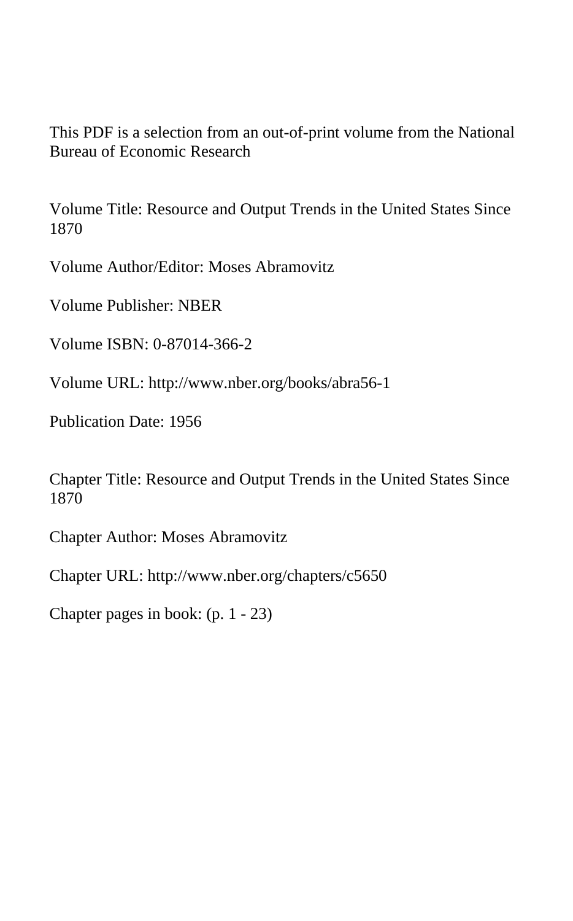This PDF is a selection from an out-of-print volume from the National Bureau of Economic Research

Volume Title: Resource and Output Trends in the United States Since 1870

Volume Author/Editor: Moses Abramovitz

Volume Publisher: NBER

Volume ISBN: 0-87014-366-2

Volume URL: http://www.nber.org/books/abra56-1

Publication Date: 1956

Chapter Title: Resource and Output Trends in the United States Since 1870

Chapter Author: Moses Abramovitz

Chapter URL: http://www.nber.org/chapters/c5650

Chapter pages in book: (p. 1 - 23)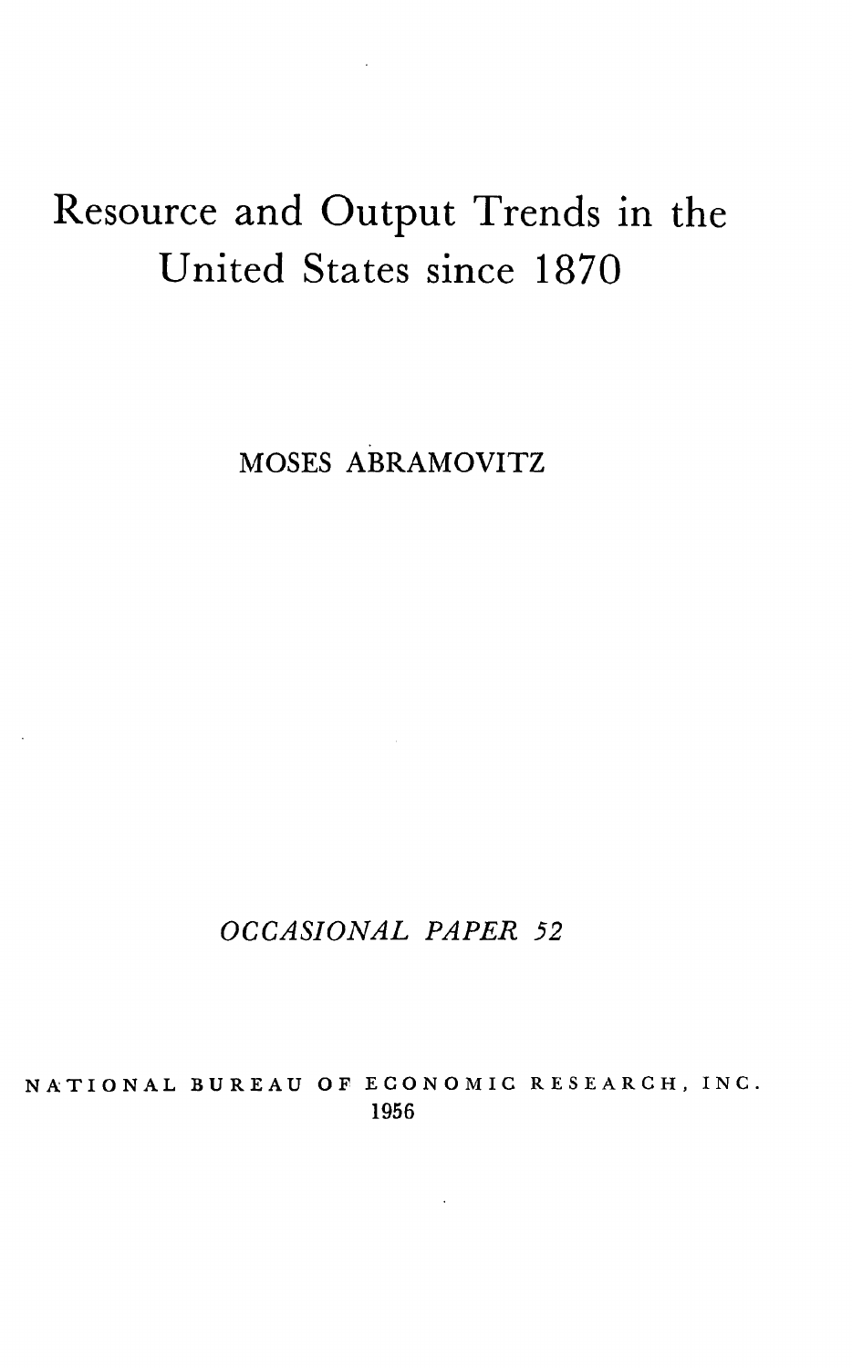# Resource and Output Trends in the United States since 1870

MOSES ABRAMOVITZ

*OCCASIONAL PAPER 52*

NATIONAL BUREAU OF ECONOMIC RESEARCH, INC.

1956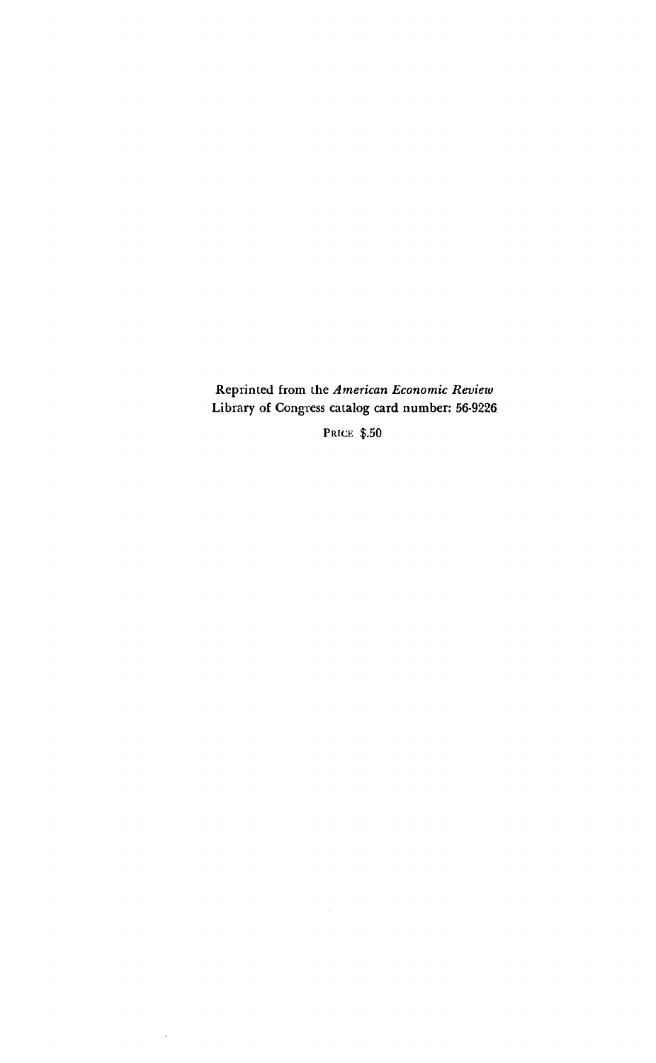Reprinted from the *American Economic Review*
Library of Congress catalog card number: 56-9226

PRICE $.50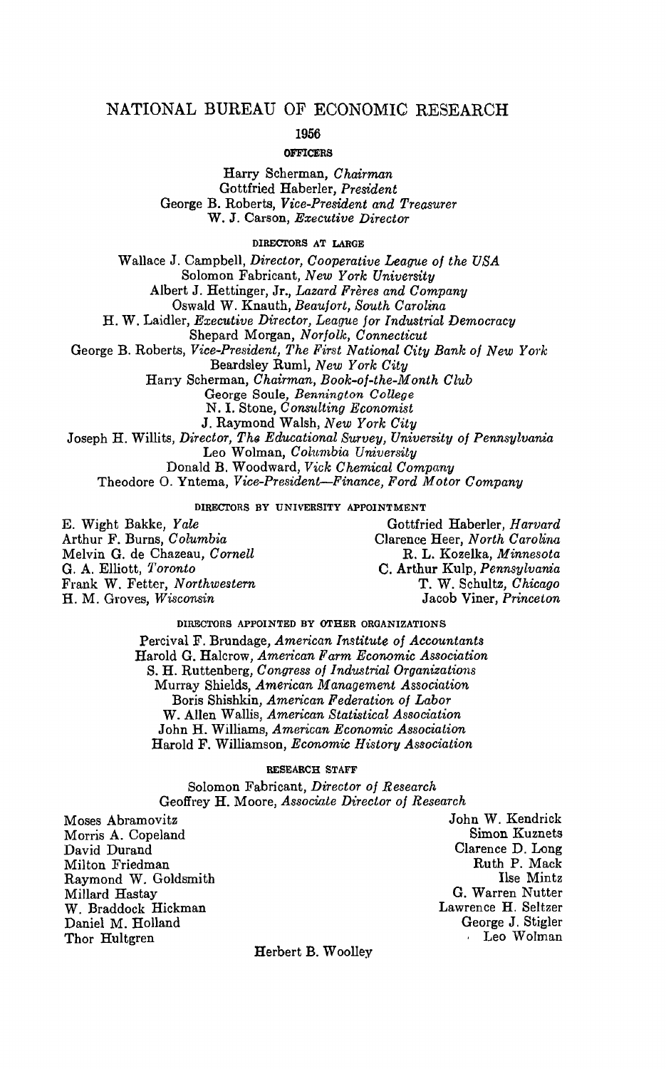# NATIONAL BUREAU OF ECONOMIC RESEARCH

1956

## OFFICERS

Harry Scherman, *Chairman*
Gottfried Haberler, *President*
George B. Roberts, *Vice-President and Treasurer*
W. J. Carson, *Executive Director*

## DIRECTORS AT LARGE

Wallace J. Campbell, *Director, Cooperative League of the USA*
Solomon Fabricant, *New York University*
Albert J. Hettinger, Jr., *Lazard Frères and Company*
Oswald W. Knauth, *Beaufort, South Carolina*
H. W. Laidler, *Executive Director, League for Industrial Democracy*
Shepard Morgan, *Norfolk, Connecticut*
George B. Roberts, *Vice-President, The First National City Bank of New York*
Beardsley Ruml, *New York City*
Harry Scherman, *Chairman, Book-of-the-Month Club*
George Soule, *Bennington College*
N. I. Stone, *Consulting Economist*
J. Raymond Walsh, *New York City*
Joseph H. Willits, *Director, The Educational Survey, University of Pennsylvania*
Leo Wolman, *Columbia University*
Donald B. Woodward, *Vick Chemical Company*
Theodore O. Yntema, *Vice-President—Finance, Ford Motor Company*

## DIRECTORS BY UNIVERSITY APPOINTMENT

E. Wight Bakke, *Yale*
Arthur F. Burns, *Columbia*
Melvin G. de Chazeau, *Cornell*
G. A. Elliott, *Toronto*
Frank W. Fetter, *Northwestern*
H. M. Groves, *Wisconsin*
Gottfried Haberler, *Harvard*
Clarence Heer, *North Carolina*
R. L. Kozelka, *Minnesota*
C. Arthur Kulp, *Pennsylvania*
T. W. Schultz, *Chicago*
Jacob Viner, *Princeton*

## DIRECTORS APPOINTED BY OTHER ORGANIZATIONS

Percival F. Brundage, *American Institute of Accountants*
Harold G. Halcrow, *American Farm Economic Association*
S. H. Ruttenberg, *Congress of Industrial Organizations*
Murray Shields, *American Management Association*
Boris Shishkin, *American Federation of Labor*
W. Allen Wallis, *American Statistical Association*
John H. Williams, *American Economic Association*
Harold F. Williamson, *Economic History Association*

## RESEARCH STAFF

Solomon Fabricant, *Director of Research*
Geoffrey H. Moore, *Associate Director of Research*

Moses Abramovitz
Morris A. Copeland
David Durand
Milton Friedman
Raymond W. Goldsmith
Millard Hastay
W. Braddock Hickman
Daniel M. Holland
Thor Hultgren
John W. Kendrick
Simon Kuznets
Clarence D. Long
Ruth P. Mack
Ilse Mintz
G. Warren Nutter
Lawrence H. Seltzer
George J. Stigler
Leo Wolman
Herbert B. Woolley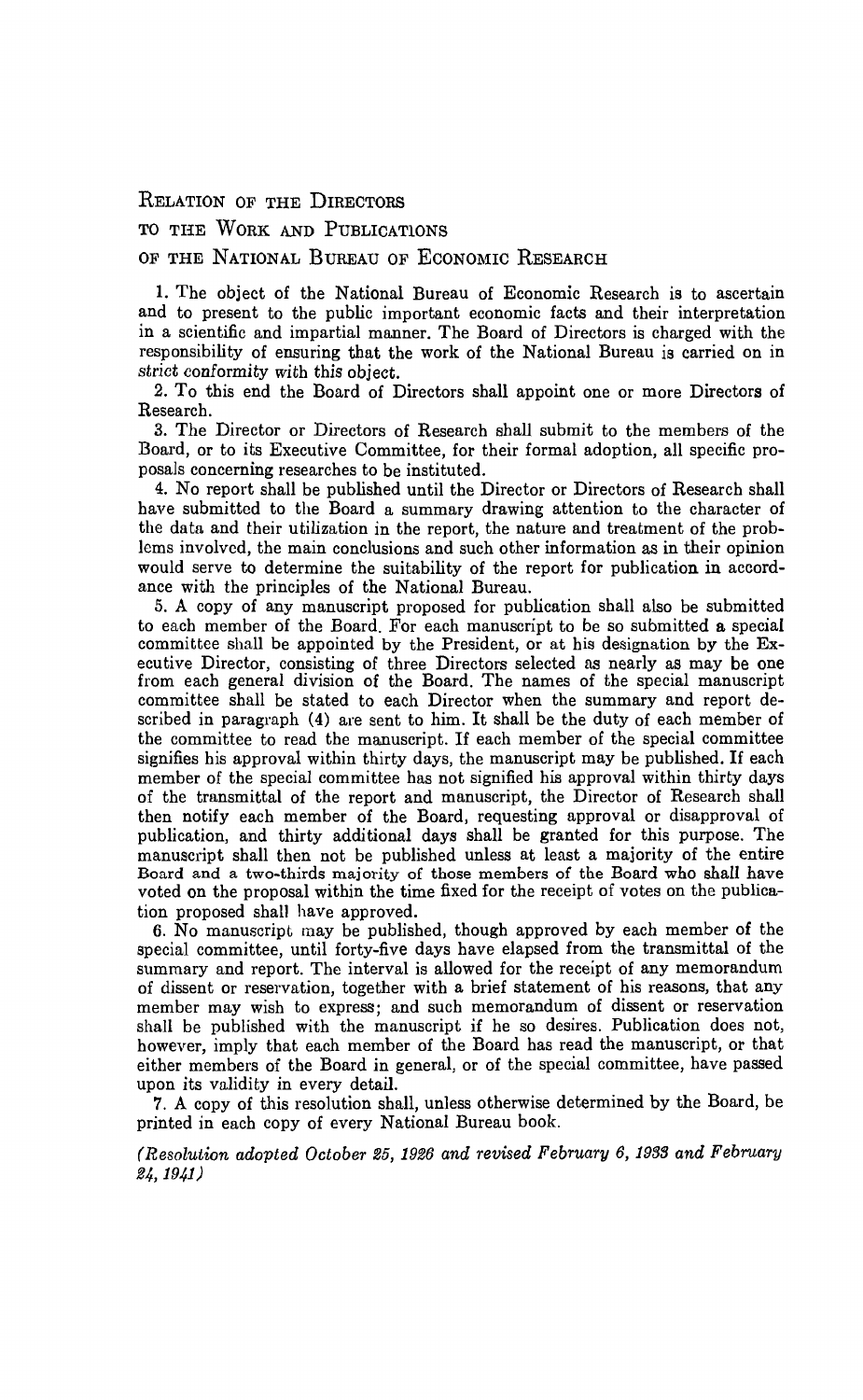## Relation of the Directors to the Work and Publications of the National Bureau of Economic Research

1. The object of the National Bureau of Economic Research is to ascertain and to present to the public important economic facts and their interpretation in a scientific and impartial manner. The Board of Directors is charged with the responsibility of ensuring that the work of the National Bureau is carried on in strict conformity with this object.

2. To this end the Board of Directors shall appoint one or more Directors of Research.

3. The Director or Directors of Research shall submit to the members of the Board, or to its Executive Committee, for their formal adoption, all specific proposals concerning researches to be instituted.

4. No report shall be published until the Director or Directors of Research shall have submitted to the Board a summary drawing attention to the character of the data and their utilization in the report, the nature and treatment of the problems involved, the main conclusions and such other information as in their opinion would serve to determine the suitability of the report for publication in accordance with the principles of the National Bureau.

5. A copy of any manuscript proposed for publication shall also be submitted to each member of the Board. For each manuscript to be so submitted a special committee shall be appointed by the President, or at his designation by the Executive Director, consisting of three Directors selected as nearly as may be one from each general division of the Board. The names of the special manuscript committee shall be stated to each Director when the summary and report described in paragraph (4) are sent to him. It shall be the duty of each member of the committee to read the manuscript. If each member of the special committee signifies his approval within thirty days, the manuscript may be published. If each member of the special committee has not signified his approval within thirty days of the transmittal of the report and manuscript, the Director of Research shall then notify each member of the Board, requesting approval or disapproval of publication, and thirty additional days shall be granted for this purpose. The manuscript shall then not be published unless at least a majority of the entire Board and a two-thirds majority of those members of the Board who shall have voted on the proposal within the time fixed for the receipt of votes on the publication proposed shall have approved.

6. No manuscript may be published, though approved by each member of the special committee, until forty-five days have elapsed from the transmittal of the summary and report. The interval is allowed for the receipt of any memorandum of dissent or reservation, together with a brief statement of his reasons, that any member may wish to express; and such memorandum of dissent or reservation shall be published with the manuscript if he so desires. Publication does not, however, imply that each member of the Board has read the manuscript, or that either members of the Board in general, or of the special committee, have passed upon its validity in every detail.

7. A copy of this resolution shall, unless otherwise determined by the Board, be printed in each copy of every National Bureau book.

*(Resolution adopted October 25, 1926 and revised February 6, 1933 and February 24, 1941)*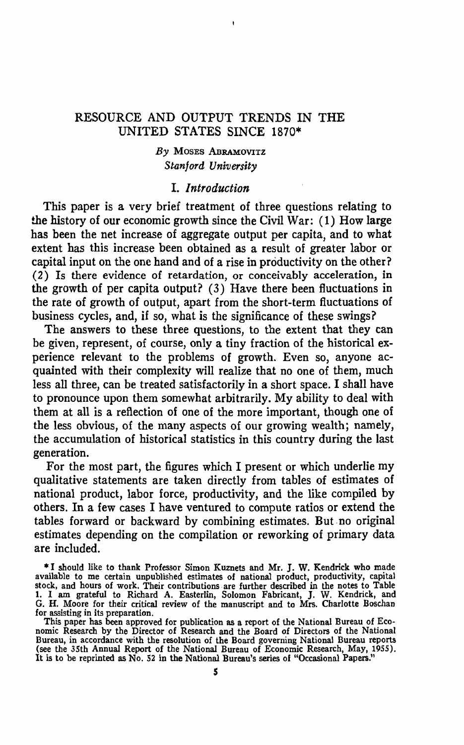# RESOURCE AND OUTPUT TRENDS IN THE UNITED STATES SINCE 1870*

*By* Moses Abramovitz
*Stanford University*

## I. *Introduction*

This paper is a very brief treatment of three questions relating to the history of our economic growth since the Civil War: (1) How large has been the net increase of aggregate output per capita, and to what extent has this increase been obtained as a result of greater labor or capital input on the one hand and of a rise in productivity on the other? (2) Is there evidence of retardation, or conceivably acceleration, in the growth of per capita output? (3) Have there been fluctuations in the rate of growth of output, apart from the short-term fluctuations of business cycles, and, if so, what is the significance of these swings?

The answers to these three questions, to the extent that they can be given, represent, of course, only a tiny fraction of the historical experience relevant to the problems of growth. Even so, anyone acquainted with their complexity will realize that no one of them, much less all three, can be treated satisfactorily in a short space. I shall have to pronounce upon them somewhat arbitrarily. My ability to deal with them at all is a reflection of one of the more important, though one of the less obvious, of the many aspects of our growing wealth; namely, the accumulation of historical statistics in this country during the last generation.

For the most part, the figures which I present or which underlie my qualitative statements are taken directly from tables of estimates of national product, labor force, productivity, and the like compiled by others. In a few cases I have ventured to compute ratios or extend the tables forward or backward by combining estimates. But no original estimates depending on the compilation or reworking of primary data are included.

*I should like to thank Professor Simon Kuznets and Mr. J. W. Kendrick who made available to me certain unpublished estimates of national product, productivity, capital stock, and hours of work. Their contributions are further described in the notes to Table 1. I am grateful to Richard A. Easterlin, Solomon Fabricant, J. W. Kendrick, and G. H. Moore for their critical review of the manuscript and to Mrs. Charlotte Boschan for assisting in its preparation.

This paper has been approved for publication as a report of the National Bureau of Economic Research by the Director of Research and the Board of Directors of the National Bureau, in accordance with the resolution of the Board governing National Bureau reports (see the 35th Annual Report of the National Bureau of Economic Research, May, 1955). It is to be reprinted as No. 52 in the National Bureau's series of "Occasional Papers."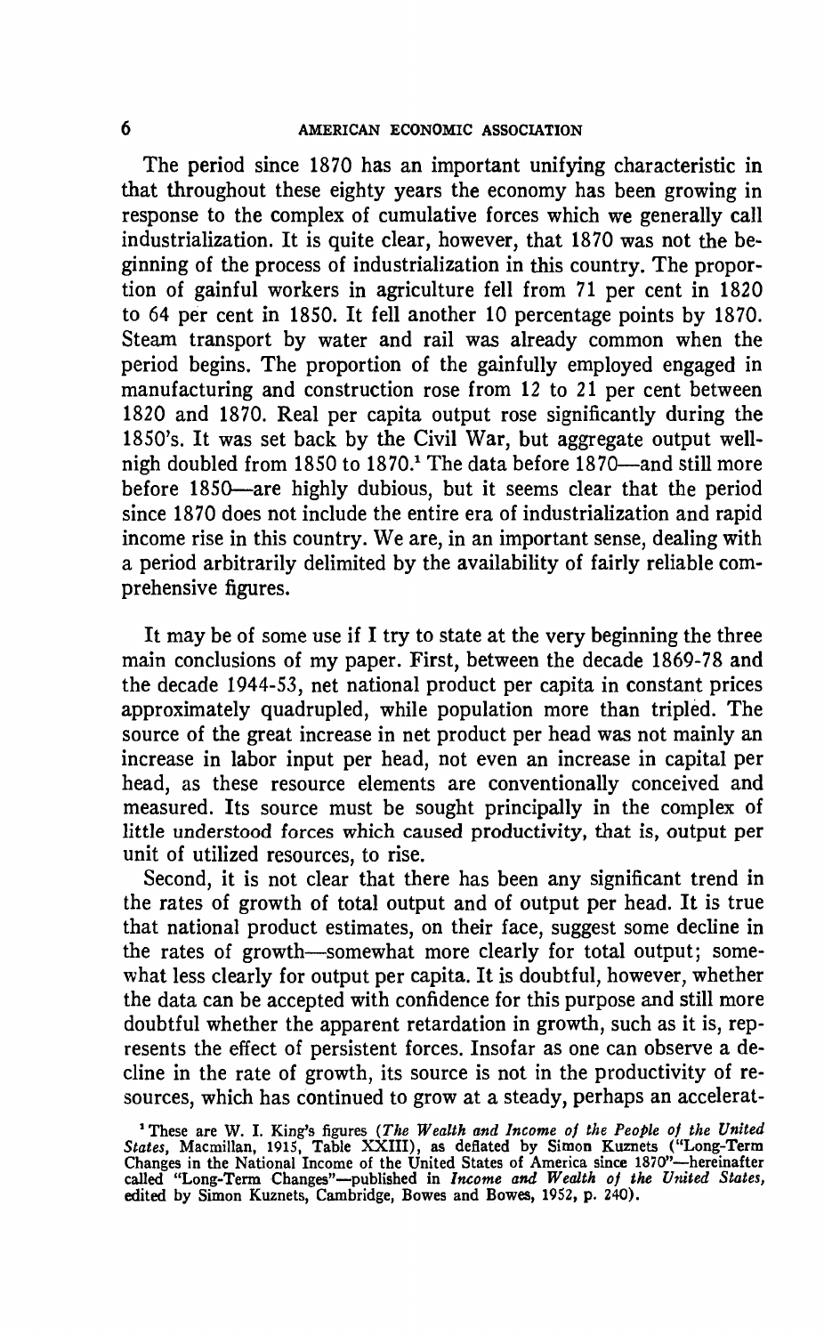The period since 1870 has an important unifying characteristic in that throughout these eighty years the economy has been growing in response to the complex of cumulative forces which we generally call industrialization. It is quite clear, however, that 1870 was not the beginning of the process of industrialization in this country. The proportion of gainful workers in agriculture fell from 71 per cent in 1820 to 64 per cent in 1850. It fell another 10 percentage points by 1870. Steam transport by water and rail was already common when the period begins. The proportion of the gainfully employed engaged in manufacturing and construction rose from 12 to 21 per cent between 1820 and 1870. Real per capita output rose significantly during the 1850's. It was set back by the Civil War, but aggregate output wellnigh doubled from 1850 to 1870.[1] The data before 1870—and still more before 1850—are highly dubious, but it seems clear that the period since 1870 does not include the entire era of industrialization and rapid income rise in this country. We are, in an important sense, dealing with a period arbitrarily delimited by the availability of fairly reliable comprehensive figures.

It may be of some use if I try to state at the very beginning the three main conclusions of my paper. First, between the decade 1869-78 and the decade 1944-53, net national product per capita in constant prices approximately quadrupled, while population more than tripled. The source of the great increase in net product per head was not mainly an increase in labor input per head, not even an increase in capital per head, as these resource elements are conventionally conceived and measured. Its source must be sought principally in the complex of little understood forces which caused productivity, that is, output per unit of utilized resources, to rise.

Second, it is not clear that there has been any significant trend in the rates of growth of total output and of output per head. It is true that national product estimates, on their face, suggest some decline in the rates of growth—somewhat more clearly for total output; somewhat less clearly for output per capita. It is doubtful, however, whether the data can be accepted with confidence for this purpose and still more doubtful whether the apparent retardation in growth, such as it is, represents the effect of persistent forces. Insofar as one can observe a decline in the rate of growth, its source is not in the productivity of resources, which has continued to grow at a steady, perhaps an accelerat-

[1] These are W. I. King's figures (*The Wealth and Income of the People of the United States*, Macmillan, 1915, Table XXIII), as deflated by Simon Kuznets ("Long-Term Changes in the National Income of the United States of America since 1870"—hereinafter called "Long-Term Changes"—published in *Income and Wealth of the United States*, edited by Simon Kuznets, Cambridge, Bowes and Bowes, 1952, p. 240).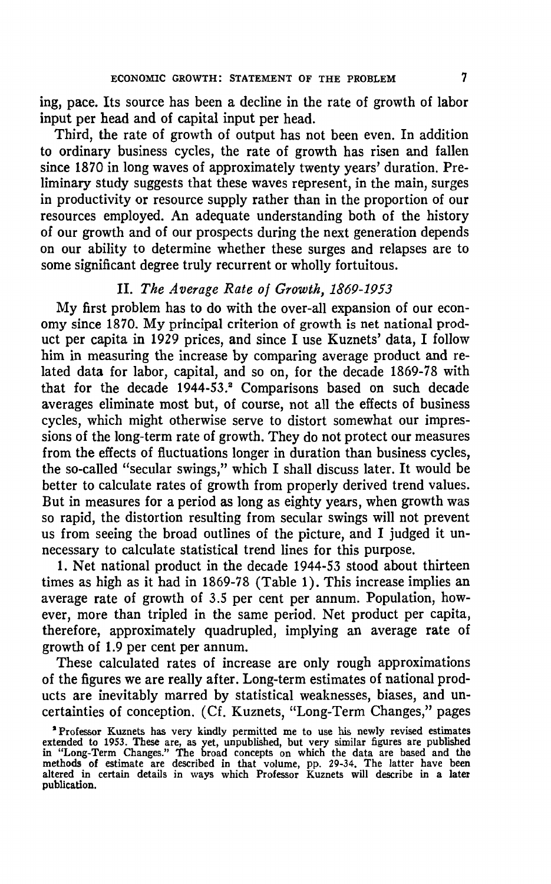ing, pace. Its source has been a decline in the rate of growth of labor input per head and of capital input per head.

Third, the rate of growth of output has not been even. In addition to ordinary business cycles, the rate of growth has risen and fallen since 1870 in long waves of approximately twenty years' duration. Preliminary study suggests that these waves represent, in the main, surges in productivity or resource supply rather than in the proportion of our resources employed. An adequate understanding both of the history of our growth and of our prospects during the next generation depends on our ability to determine whether these surges and relapses are to some significant degree truly recurrent or wholly fortuitous.

## II. *The Average Rate of Growth, 1869-1953*

My first problem has to do with the over-all expansion of our economy since 1870. My principal criterion of growth is net national product per capita in 1929 prices, and since I use Kuznets' data, I follow him in measuring the increase by comparing average product and related data for labor, capital, and so on, for the decade 1869-78 with that for the decade 1944-53.[2] Comparisons based on such decade averages eliminate most but, of course, not all the effects of business cycles, which might otherwise serve to distort somewhat our impressions of the long-term rate of growth. They do not protect our measures from the effects of fluctuations longer in duration than business cycles, the so-called "secular swings," which I shall discuss later. It would be better to calculate rates of growth from properly derived trend values. But in measures for a period as long as eighty years, when growth was so rapid, the distortion resulting from secular swings will not prevent us from seeing the broad outlines of the picture, and I judged it unnecessary to calculate statistical trend lines for this purpose.

1. Net national product in the decade 1944-53 stood about thirteen times as high as it had in 1869-78 (Table 1). This increase implies an average rate of growth of 3.5 per cent per annum. Population, however, more than tripled in the same period. Net product per capita, therefore, approximately quadrupled, implying an average rate of growth of 1.9 per cent per annum.

These calculated rates of increase are only rough approximations of the figures we are really after. Long-term estimates of national products are inevitably marred by statistical weaknesses, biases, and uncertainties of conception. (Cf. Kuznets, "Long-Term Changes," pages

[2] Professor Kuznets has very kindly permitted me to use his newly revised estimates extended to 1953. These are, as yet, unpublished, but very similar figures are published in "Long-Term Changes." The broad concepts on which the data are based and the methods of estimate are described in that volume, pp. 29-34. The latter have been altered in certain details in ways which Professor Kuznets will describe in a later publication.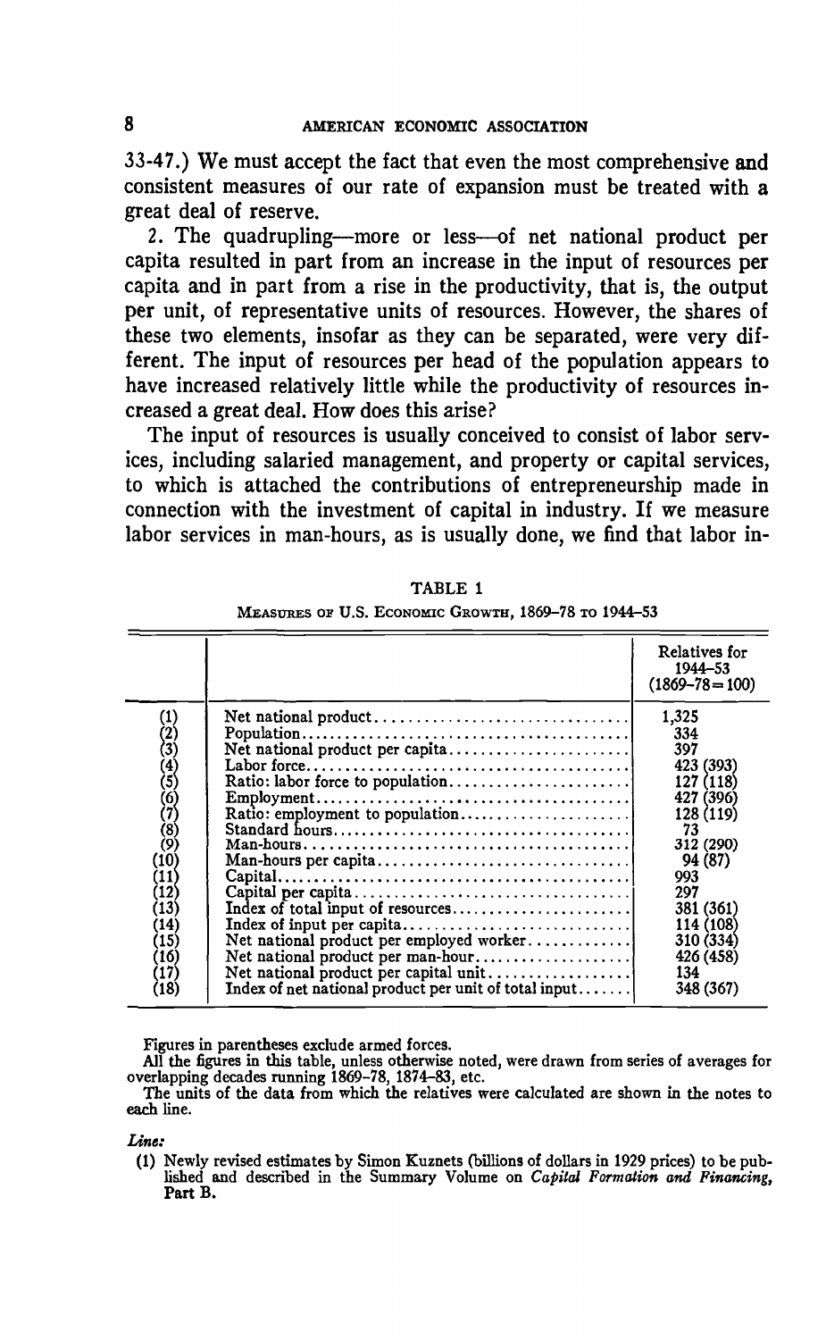33-47.) We must accept the fact that even the most comprehensive and consistent measures of our rate of expansion must be treated with a great deal of reserve.

2. The quadrupling—more or less—of net national product per capita resulted in part from an increase in the input of resources per capita and in part from a rise in the productivity, that is, the output per unit, of representative units of resources. However, the shares of these two elements, insofar as they can be separated, were very different. The input of resources per head of the population appears to have increased relatively little while the productivity of resources increased a great deal. How does this arise?

The input of resources is usually conceived to consist of labor services, including salaried management, and property or capital services, to which is attached the contributions of entrepreneurship made in connection with the investment of capital in industry. If we measure labor services in man-hours, as is usually done, we find that labor in-

TABLE 1

MEASURES OF U.S. ECONOMIC GROWTH, 1869–78 TO 1944–53

| | | Relatives for 1944–53 (1869–78 = 100) |
|---|---|---|
| (1) | Net national product | 1,325 |
| (2) | Population | 334 |
| (3) | Net national product per capita | 397 |
| (4) | Labor force | 423 (393) |
| (5) | Ratio: labor force to population | 127 (118) |
| (6) | Employment | 427 (396) |
| (7) | Ratio: employment to population | 128 (119) |
| (8) | Standard hours | 73 |
| (9) | Man-hours | 312 (290) |
| (10) | Man-hours per capita | 94 (87) |
| (11) | Capital | 993 |
| (12) | Capital per capita | 297 |
| (13) | Index of total input of resources | 381 (361) |
| (14) | Index of input per capita | 114 (108) |
| (15) | Net national product per employed worker | 310 (334) |
| (16) | Net national product per man-hour | 426 (458) |
| (17) | Net national product per capital unit | 134 |
| (18) | Index of net national product per unit of total input | 348 (367) |

Figures in parentheses exclude armed forces.

All the figures in this table, unless otherwise noted, were drawn from series of averages for overlapping decades running 1869–78, 1874–83, etc.

The units of the data from which the relatives were calculated are shown in the notes to each line.

*Line:*

(1) Newly revised estimates by Simon Kuznets (billions of dollars in 1929 prices) to be published and described in the Summary Volume on *Capital Formation and Financing*, Part B.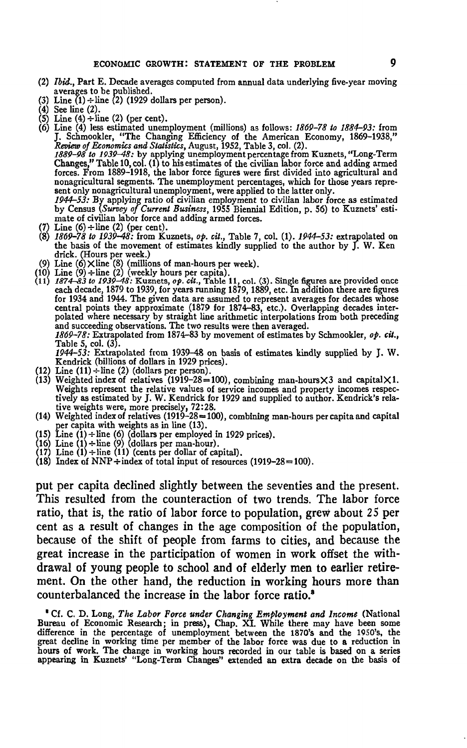(2) *Ibid.*, Part E. Decade averages computed from annual data underlying five-year moving averages to be published.
(3) Line (1) ÷ line (2) (1929 dollars per person).
(4) See line (2).
(5) Line (4) ÷ line (2) (per cent).
(6) Line (4) less estimated unemployment (millions) as follows: *1869–78 to 1884–93:* from J. Schmookler, "The Changing Efficiency of the American Economy, 1869–1938," *Review of Economics and Statistics*, August, 1952, Table 3, col. (2).
*1889–98 to 1939–48:* by applying unemployment percentage from Kuznets, "Long-Term Changes," Table 10, col. (1) to his estimates of the civilian labor force and adding armed forces. From 1889–1918, the labor force figures were first divided into agricultural and nonagricultural segments. The unemployment percentages, which for those years represent only nonagricultural unemployment, were applied to the latter only.
*1944–53:* By applying ratio of civilian employment to civilian labor force as estimated by Census (*Survey of Current Business*, 1955 Biennial Edition, p. 56) to Kuznets' estimate of civilian labor force and adding armed forces.
(7) Line (6) ÷ line (2) (per cent).
(8) *1869–78 to 1939–48:* from Kuznets, *op. cit.*, Table 7, col. (1). *1944–53:* extrapolated on the basis of the movement of estimates kindly supplied to the author by J. W. Kendrick. (Hours per week.)
(9) Line (6) × line (8) (millions of man-hours per week).
(10) Line (9) ÷ line (2) (weekly hours per capita).
(11) *1874–83 to 1939–48:* Kuznets, *op. cit.*, Table 11, col. (3). Single figures are provided once each decade, 1879 to 1939, for years running 1879, 1889, etc. In addition there are figures for 1934 and 1944. The given data are assumed to represent averages for decades whose central points they approximate (1879 for 1874–83, etc.). Overlapping decades interpolated where necessary by straight line arithmetic interpolations from both preceding and succeeding observations. The two results were then averaged.
*1869–78:* Extrapolated from 1874–83 by movement of estimates by Schmookler, *op. cit.*, Table 5, col. (3).
*1944–53:* Extrapolated from 1939–48 on basis of estimates kindly supplied by J. W. Kendrick (billions of dollars in 1929 prices).
(12) Line (11) ÷ line (2) (dollars per person).
(13) Weighted index of relatives (1919–28 = 100), combining man-hours × 3 and capital × 1. Weights represent the relative values of service incomes and property incomes respectively as estimated by J. W. Kendrick for 1929 and supplied to author. Kendrick's relative weights were, more precisely, 72:28.
(14) Weighted index of relatives (1919–28 = 100), combining man-hours per capita and capital per capita with weights as in line (13).
(15) Line (1) ÷ line (6) (dollars per employed in 1929 prices).
(16) Line (1) ÷ line (9) (dollars per man-hour).
(17) Line (1) ÷ line (11) (cents per dollar of capital).
(18) Index of NNP ÷ index of total input of resources (1919–28 = 100).

put per capita declined slightly between the seventies and the present. This resulted from the counteraction of two trends. The labor force ratio, that is, the ratio of labor force to population, grew about 25 per cent as a result of changes in the age composition of the population, because of the shift of people from farms to cities, and because the great increase in the participation of women in work offset the withdrawal of young people to school and of elderly men to earlier retirement. On the other hand, the reduction in working hours more than counterbalanced the increase in the labor force ratio.[8]

[8] Cf. C. D. Long, *The Labor Force under Changing Employment and Income* (National Bureau of Economic Research; in press), Chap. XI. While there may have been some difference in the percentage of unemployment between the 1870's and the 1950's, the great decline in working time per member of the labor force was due to a reduction in hours of work. The change in working hours recorded in our table is based on a series appearing in Kuznets' "Long-Term Changes" extended an extra decade on the basis of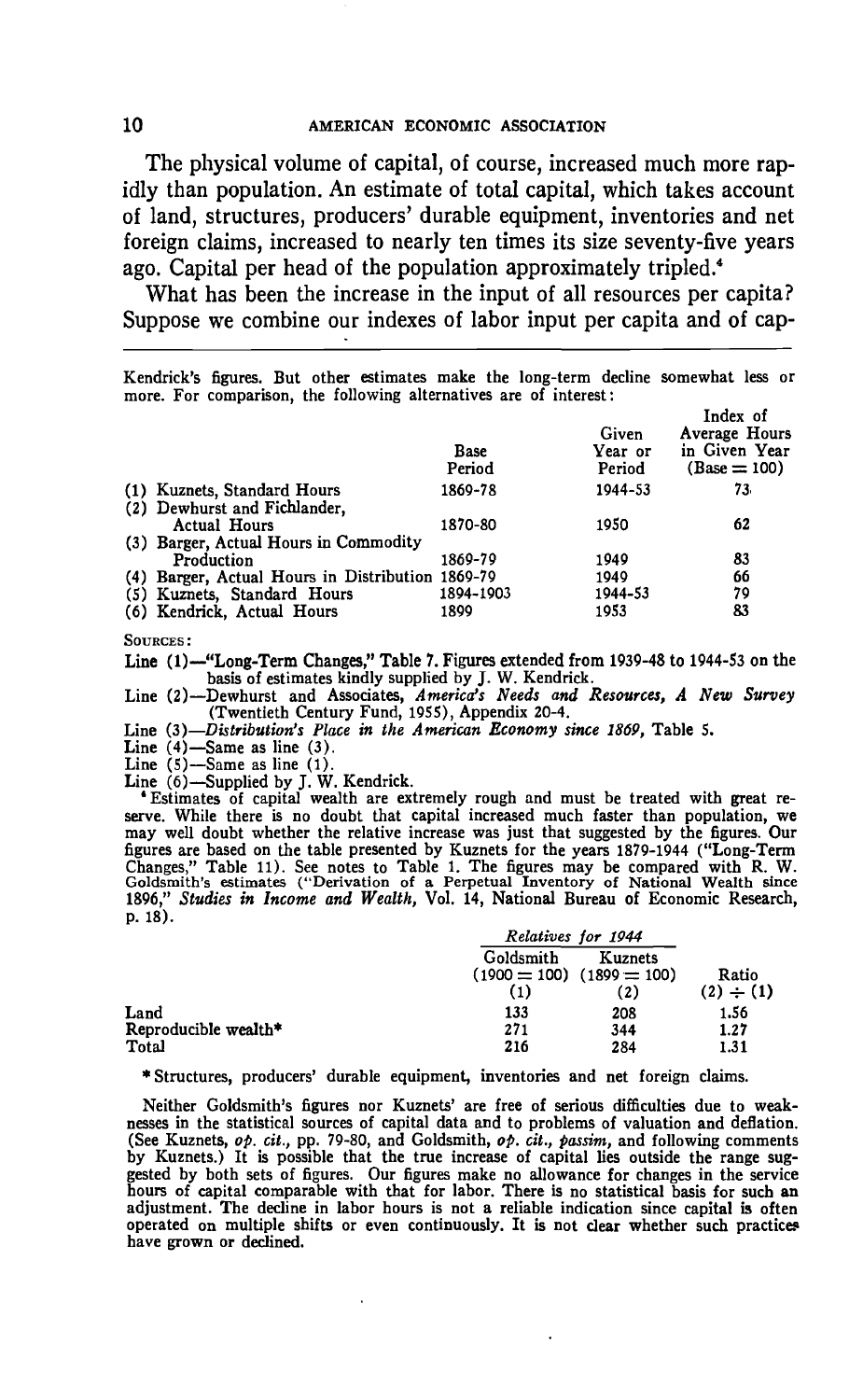The physical volume of capital, of course, increased much more rapidly than population. An estimate of total capital, which takes account of land, structures, producers' durable equipment, inventories and net foreign claims, increased to nearly ten times its size seventy-five years ago. Capital per head of the population approximately tripled.[4]

What has been the increase in the input of all resources per capita? Suppose we combine our indexes of labor input per capita and of cap-

---

Kendrick's figures. But other estimates make the long-term decline somewhat less or more. For comparison, the following alternatives are of interest:

| | Base Period | Given Year or Period | Index of Average Hours in Given Year (Base = 100) |
|---|---|---|---|
| (1) Kuznets, Standard Hours | 1869-78 | 1944-53 | 73 |
| (2) Dewhurst and Fichlander, Actual Hours | 1870-80 | 1950 | 62 |
| (3) Barger, Actual Hours in Commodity Production | 1869-79 | 1949 | 83 |
| (4) Barger, Actual Hours in Distribution | 1869-79 | 1949 | 66 |
| (5) Kuznets, Standard Hours | 1894-1903 | 1944-53 | 79 |
| (6) Kendrick, Actual Hours | 1899 | 1953 | 83 |

SOURCES:

Line (1)—"Long-Term Changes," Table 7. Figures extended from 1939-48 to 1944-53 on the basis of estimates kindly supplied by J. W. Kendrick.

Line (2)—Dewhurst and Associates, *America's Needs and Resources, A New Survey* (Twentieth Century Fund, 1955), Appendix 20-4.

Line (3)—*Distribution's Place in the American Economy since 1869*, Table 5.

Line (4)—Same as line (3).

Line (5)—Same as line (1).

Line (6)—Supplied by J. W. Kendrick.

[4] Estimates of capital wealth are extremely rough and must be treated with great reserve. While there is no doubt that capital increased much faster than population, we may well doubt whether the relative increase was just that suggested by the figures. Our figures are based on the table presented by Kuznets for the years 1879-1944 ("Long-Term Changes," Table 11). See notes to Table 1. The figures may be compared with R. W. Goldsmith's estimates ("Derivation of a Perpetual Inventory of National Wealth since 1896," *Studies in Income and Wealth*, Vol. 14, National Bureau of Economic Research, p. 18).

| | *Relatives for 1944* | | |
|---|---|---|---|
| | Goldsmith (1900 = 100) (1) | Kuznets (1899 = 100) (2) | Ratio (2) ÷ (1) |
| Land | 133 | 208 | 1.56 |
| Reproducible wealth* | 271 | 344 | 1.27 |
| Total | 216 | 284 | 1.31 |

\* Structures, producers' durable equipment, inventories and net foreign claims.

Neither Goldsmith's figures nor Kuznets' are free of serious difficulties due to weaknesses in the statistical sources of capital data and to problems of valuation and deflation. (See Kuznets, *op. cit.*, pp. 79-80, and Goldsmith, *op. cit.*, *passim*, and following comments by Kuznets.) It is possible that the true increase of capital lies outside the range suggested by both sets of figures. Our figures make no allowance for changes in the service hours of capital comparable with that for labor. There is no statistical basis for such an adjustment. The decline in labor hours is not a reliable indication since capital is often operated on multiple shifts or even continuously. It is not clear whether such practices have grown or declined.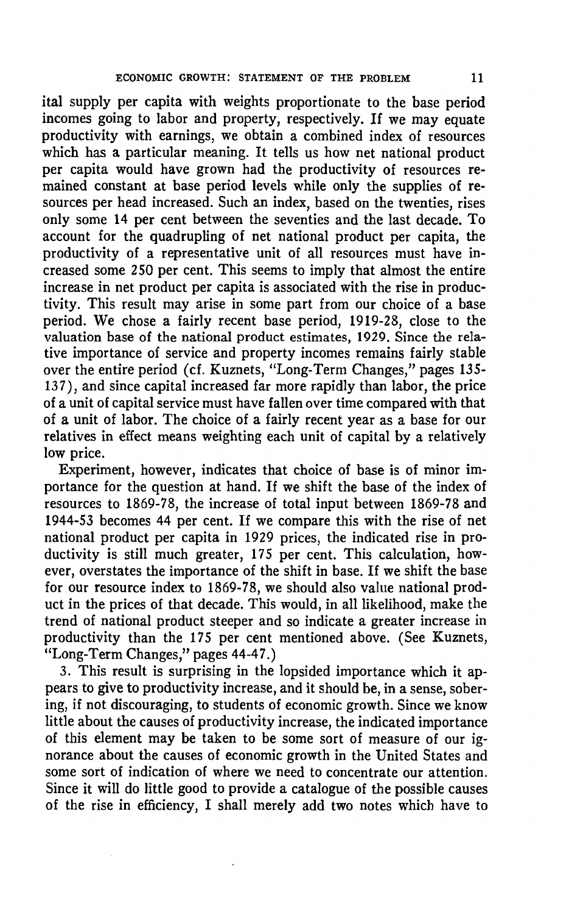ital supply per capita with weights proportionate to the base period incomes going to labor and property, respectively. If we may equate productivity with earnings, we obtain a combined index of resources which has a particular meaning. It tells us how net national product per capita would have grown had the productivity of resources remained constant at base period levels while only the supplies of resources per head increased. Such an index, based on the twenties, rises only some 14 per cent between the seventies and the last decade. To account for the quadrupling of net national product per capita, the productivity of a representative unit of all resources must have increased some 250 per cent. This seems to imply that almost the entire increase in net product per capita is associated with the rise in productivity. This result may arise in some part from our choice of a base period. We chose a fairly recent base period, 1919-28, close to the valuation base of the national product estimates, 1929. Since the relative importance of service and property incomes remains fairly stable over the entire period (cf. Kuznets, "Long-Term Changes," pages 135-137), and since capital increased far more rapidly than labor, the price of a unit of capital service must have fallen over time compared with that of a unit of labor. The choice of a fairly recent year as a base for our relatives in effect means weighting each unit of capital by a relatively low price.

Experiment, however, indicates that choice of base is of minor importance for the question at hand. If we shift the base of the index of resources to 1869-78, the increase of total input between 1869-78 and 1944-53 becomes 44 per cent. If we compare this with the rise of net national product per capita in 1929 prices, the indicated rise in productivity is still much greater, 175 per cent. This calculation, however, overstates the importance of the shift in base. If we shift the base for our resource index to 1869-78, we should also value national product in the prices of that decade. This would, in all likelihood, make the trend of national product steeper and so indicate a greater increase in productivity than the 175 per cent mentioned above. (See Kuznets, "Long-Term Changes," pages 44-47.)

3. This result is surprising in the lopsided importance which it appears to give to productivity increase, and it should be, in a sense, sobering, if not discouraging, to students of economic growth. Since we know little about the causes of productivity increase, the indicated importance of this element may be taken to be some sort of measure of our ignorance about the causes of economic growth in the United States and some sort of indication of where we need to concentrate our attention. Since it will do little good to provide a catalogue of the possible causes of the rise in efficiency, I shall merely add two notes which have to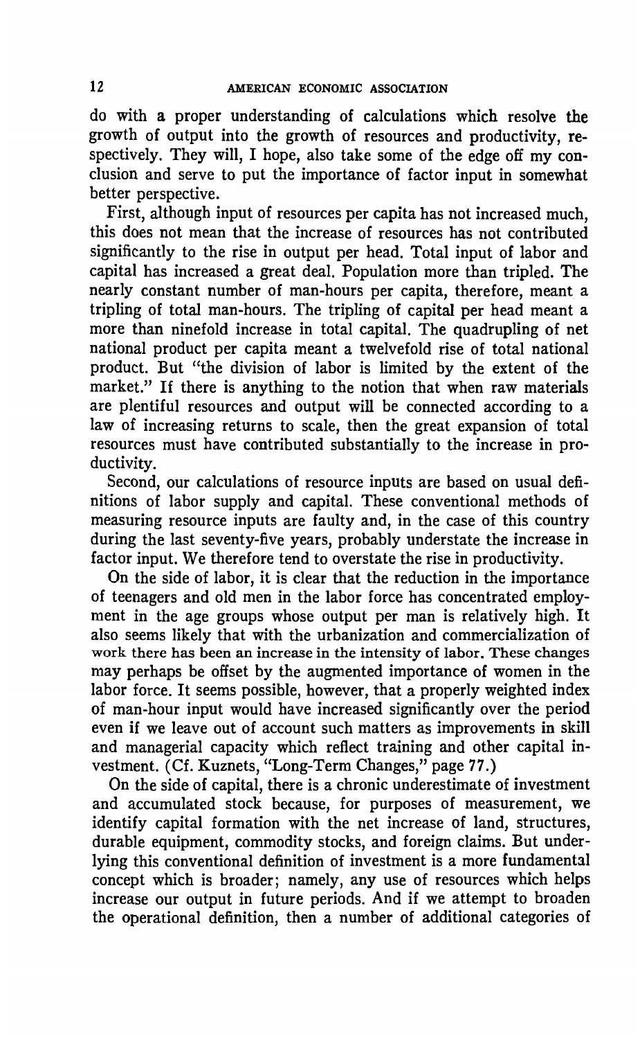do with a proper understanding of calculations which resolve the growth of output into the growth of resources and productivity, respectively. They will, I hope, also take some of the edge off my conclusion and serve to put the importance of factor input in somewhat better perspective.

First, although input of resources per capita has not increased much, this does not mean that the increase of resources has not contributed significantly to the rise in output per head. Total input of labor and capital has increased a great deal. Population more than tripled. The nearly constant number of man-hours per capita, therefore, meant a tripling of total man-hours. The tripling of capital per head meant a more than ninefold increase in total capital. The quadrupling of net national product per capita meant a twelvefold rise of total national product. But "the division of labor is limited by the extent of the market." If there is anything to the notion that when raw materials are plentiful resources and output will be connected according to a law of increasing returns to scale, then the great expansion of total resources must have contributed substantially to the increase in productivity.

Second, our calculations of resource inputs are based on usual definitions of labor supply and capital. These conventional methods of measuring resource inputs are faulty and, in the case of this country during the last seventy-five years, probably understate the increase in factor input. We therefore tend to overstate the rise in productivity.

On the side of labor, it is clear that the reduction in the importance of teenagers and old men in the labor force has concentrated employment in the age groups whose output per man is relatively high. It also seems likely that with the urbanization and commercialization of work there has been an increase in the intensity of labor. These changes may perhaps be offset by the augmented importance of women in the labor force. It seems possible, however, that a properly weighted index of man-hour input would have increased significantly over the period even if we leave out of account such matters as improvements in skill and managerial capacity which reflect training and other capital investment. (Cf. Kuznets, "Long-Term Changes," page 77.)

On the side of capital, there is a chronic underestimate of investment and accumulated stock because, for purposes of measurement, we identify capital formation with the net increase of land, structures, durable equipment, commodity stocks, and foreign claims. But underlying this conventional definition of investment is a more fundamental concept which is broader; namely, any use of resources which helps increase our output in future periods. And if we attempt to broaden the operational definition, then a number of additional categories of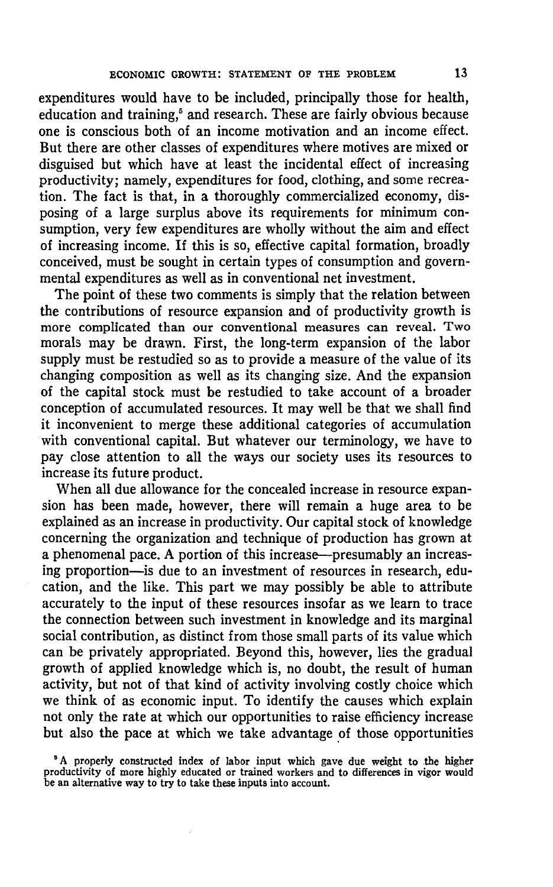expenditures would have to be included, principally those for health, education and training,[5] and research. These are fairly obvious because one is conscious both of an income motivation and an income effect. But there are other classes of expenditures where motives are mixed or disguised but which have at least the incidental effect of increasing productivity; namely, expenditures for food, clothing, and some recreation. The fact is that, in a thoroughly commercialized economy, disposing of a large surplus above its requirements for minimum consumption, very few expenditures are wholly without the aim and effect of increasing income. If this is so, effective capital formation, broadly conceived, must be sought in certain types of consumption and governmental expenditures as well as in conventional net investment.

The point of these two comments is simply that the relation between the contributions of resource expansion and of productivity growth is more complicated than our conventional measures can reveal. Two morals may be drawn. First, the long-term expansion of the labor supply must be restudied so as to provide a measure of the value of its changing composition as well as its changing size. And the expansion of the capital stock must be restudied to take account of a broader conception of accumulated resources. It may well be that we shall find it inconvenient to merge these additional categories of accumulation with conventional capital. But whatever our terminology, we have to pay close attention to all the ways our society uses its resources to increase its future product.

When all due allowance for the concealed increase in resource expansion has been made, however, there will remain a huge area to be explained as an increase in productivity. Our capital stock of knowledge concerning the organization and technique of production has grown at a phenomenal pace. A portion of this increase—presumably an increasing proportion—is due to an investment of resources in research, education, and the like. This part we may possibly be able to attribute accurately to the input of these resources insofar as we learn to trace the connection between such investment in knowledge and its marginal social contribution, as distinct from those small parts of its value which can be privately appropriated. Beyond this, however, lies the gradual growth of applied knowledge which is, no doubt, the result of human activity, but not of that kind of activity involving costly choice which we think of as economic input. To identify the causes which explain not only the rate at which our opportunities to raise efficiency increase but also the pace at which we take advantage of those opportunities

[5] A properly constructed index of labor input which gave due weight to the higher productivity of more highly educated or trained workers and to differences in vigor would be an alternative way to try to take these inputs into account.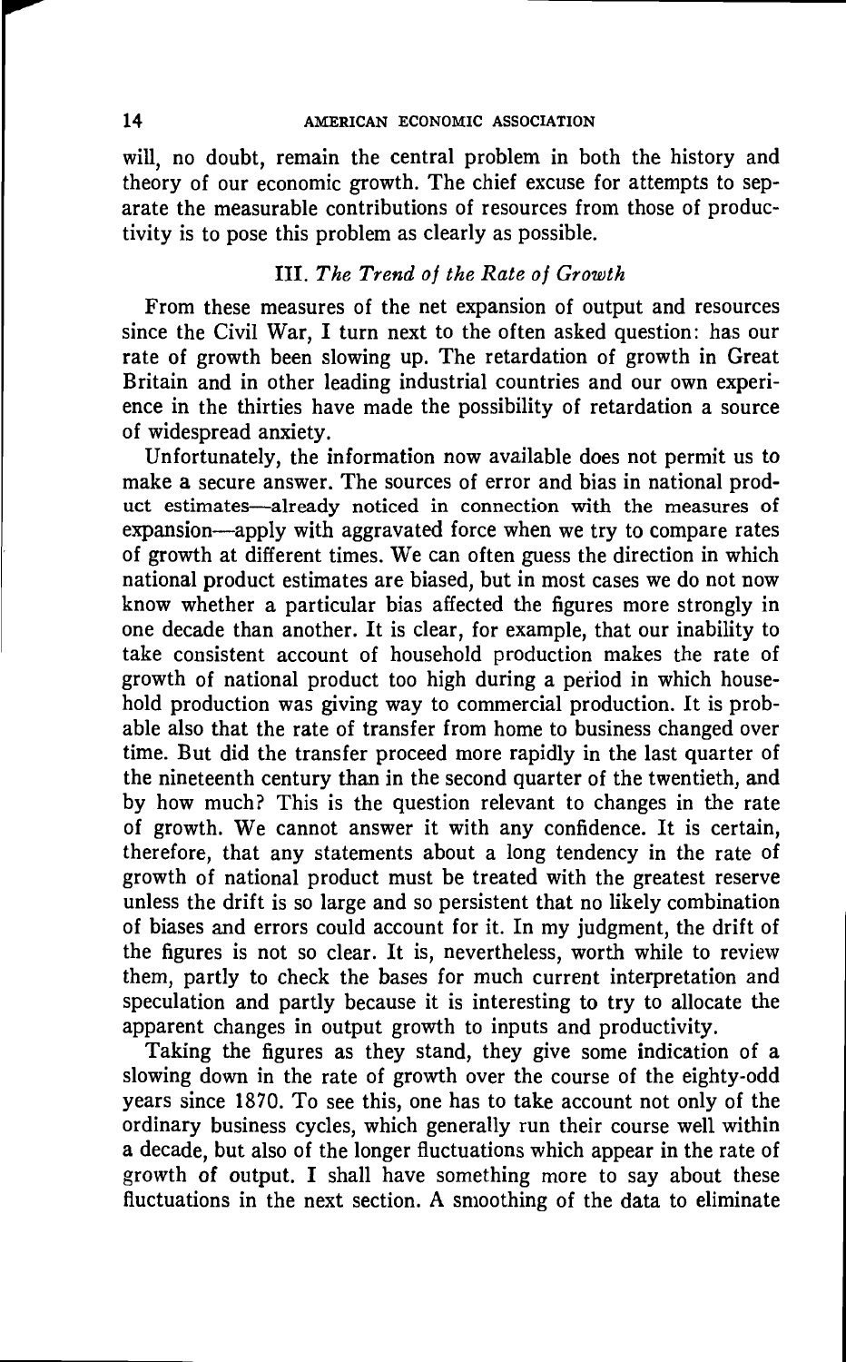will, no doubt, remain the central problem in both the history and theory of our economic growth. The chief excuse for attempts to separate the measurable contributions of resources from those of productivity is to pose this problem as clearly as possible.

## III. *The Trend of the Rate of Growth*

From these measures of the net expansion of output and resources since the Civil War, I turn next to the often asked question: has our rate of growth been slowing up. The retardation of growth in Great Britain and in other leading industrial countries and our own experience in the thirties have made the possibility of retardation a source of widespread anxiety.

Unfortunately, the information now available does not permit us to make a secure answer. The sources of error and bias in national product estimates—already noticed in connection with the measures of expansion—apply with aggravated force when we try to compare rates of growth at different times. We can often guess the direction in which national product estimates are biased, but in most cases we do not now know whether a particular bias affected the figures more strongly in one decade than another. It is clear, for example, that our inability to take consistent account of household production makes the rate of growth of national product too high during a period in which household production was giving way to commercial production. It is probable also that the rate of transfer from home to business changed over time. But did the transfer proceed more rapidly in the last quarter of the nineteenth century than in the second quarter of the twentieth, and by how much? This is the question relevant to changes in the rate of growth. We cannot answer it with any confidence. It is certain, therefore, that any statements about a long tendency in the rate of growth of national product must be treated with the greatest reserve unless the drift is so large and so persistent that no likely combination of biases and errors could account for it. In my judgment, the drift of the figures is not so clear. It is, nevertheless, worth while to review them, partly to check the bases for much current interpretation and speculation and partly because it is interesting to try to allocate the apparent changes in output growth to inputs and productivity.

Taking the figures as they stand, they give some indication of a slowing down in the rate of growth over the course of the eighty-odd years since 1870. To see this, one has to take account not only of the ordinary business cycles, which generally run their course well within a decade, but also of the longer fluctuations which appear in the rate of growth of output. I shall have something more to say about these fluctuations in the next section. A smoothing of the data to eliminate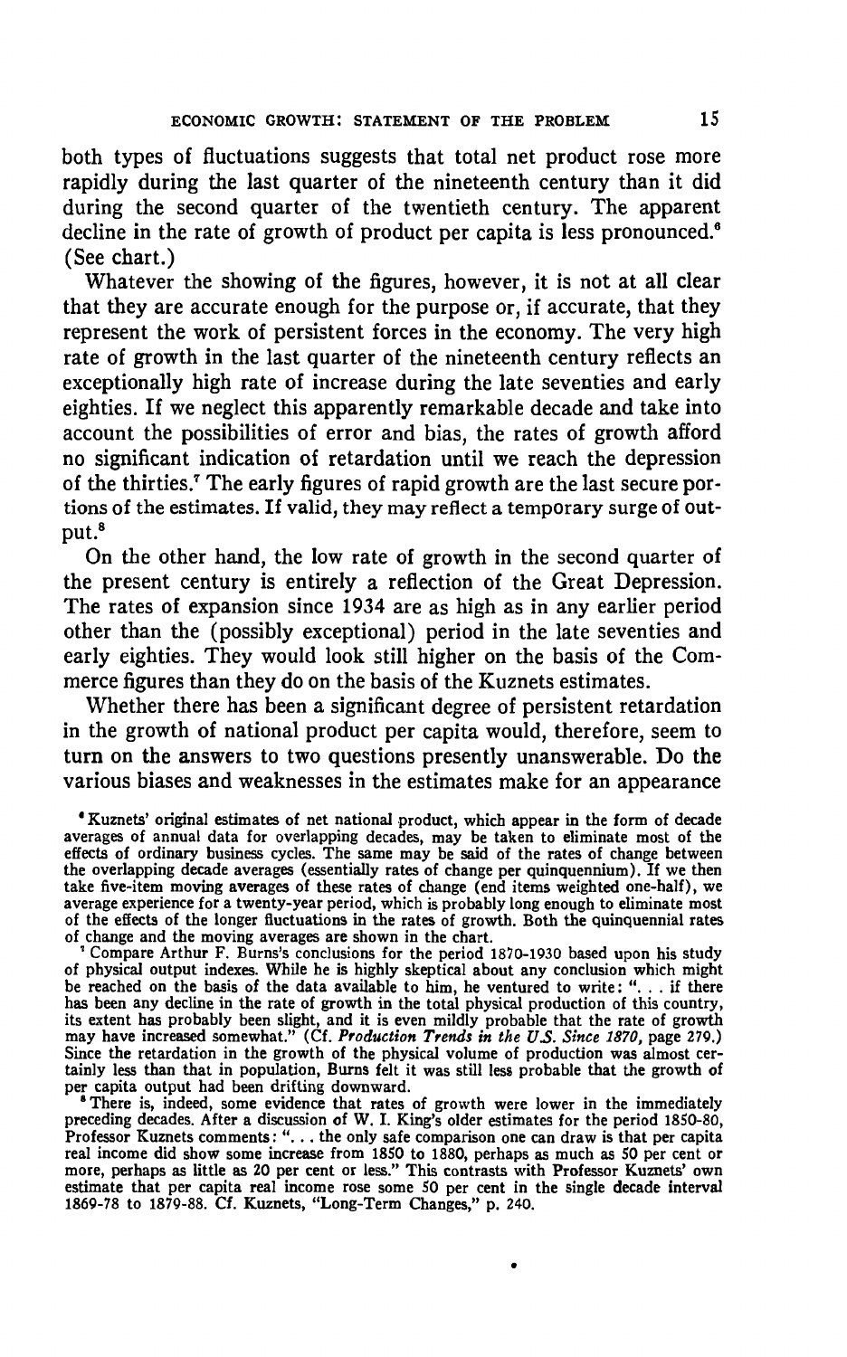both types of fluctuations suggests that total net product rose more rapidly during the last quarter of the nineteenth century than it did during the second quarter of the twentieth century. The apparent decline in the rate of growth of product per capita is less pronounced.[6] (See chart.)

Whatever the showing of the figures, however, it is not at all clear that they are accurate enough for the purpose or, if accurate, that they represent the work of persistent forces in the economy. The very high rate of growth in the last quarter of the nineteenth century reflects an exceptionally high rate of increase during the late seventies and early eighties. If we neglect this apparently remarkable decade and take into account the possibilities of error and bias, the rates of growth afford no significant indication of retardation until we reach the depression of the thirties.[7] The early figures of rapid growth are the last secure portions of the estimates. If valid, they may reflect a temporary surge of output.[8]

On the other hand, the low rate of growth in the second quarter of the present century is entirely a reflection of the Great Depression. The rates of expansion since 1934 are as high as in any earlier period other than the (possibly exceptional) period in the late seventies and early eighties. They would look still higher on the basis of the Commerce figures than they do on the basis of the Kuznets estimates.

Whether there has been a significant degree of persistent retardation in the growth of national product per capita would, therefore, seem to turn on the answers to two questions presently unanswerable. Do the various biases and weaknesses in the estimates make for an appearance

[6] Kuznets' original estimates of net national product, which appear in the form of decade averages of annual data for overlapping decades, may be taken to eliminate most of the effects of ordinary business cycles. The same may be said of the rates of change between the overlapping decade averages (essentially rates of change per quinquennium). If we then take five-item moving averages of these rates of change (end items weighted one-half), we average experience for a twenty-year period, which is probably long enough to eliminate most of the effects of the longer fluctuations in the rates of growth. Both the quinquennial rates of change and the moving averages are shown in the chart.

[7] Compare Arthur F. Burns's conclusions for the period 1870-1930 based upon his study of physical output indexes. While he is highly skeptical about any conclusion which might be reached on the basis of the data available to him, he ventured to write: ". . . if there has been any decline in the rate of growth in the total physical production of this country, its extent has probably been slight, and it is even mildly probable that the rate of growth may have increased somewhat." (Cf. *Production Trends in the U.S. Since 1870*, page 279.) Since the retardation in the growth of the physical volume of production was almost certainly less than that in population, Burns felt it was still less probable that the growth of per capita output had been drifting downward.

[8] There is, indeed, some evidence that rates of growth were lower in the immediately preceding decades. After a discussion of W. I. King's older estimates for the period 1850-80, Professor Kuznets comments: ". . . the only safe comparison one can draw is that per capita real income did show some increase from 1850 to 1880, perhaps as much as 50 per cent or more, perhaps as little as 20 per cent or less." This contrasts with Professor Kuznets' own estimate that per capita real income rose some 50 per cent in the single decade interval 1869-78 to 1879-88. Cf. Kuznets, "Long-Term Changes," p. 240.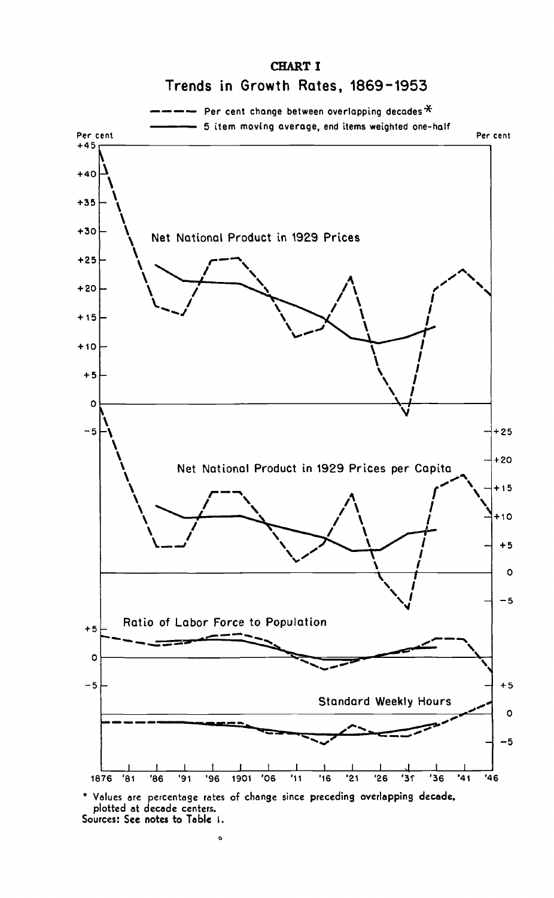**CHART I**

**Trends in Growth Rates, 1869-1953**

\* Values are percentage rates of change since preceding overlapping decade, plotted at decade centers.

Sources: See notes to Table 1.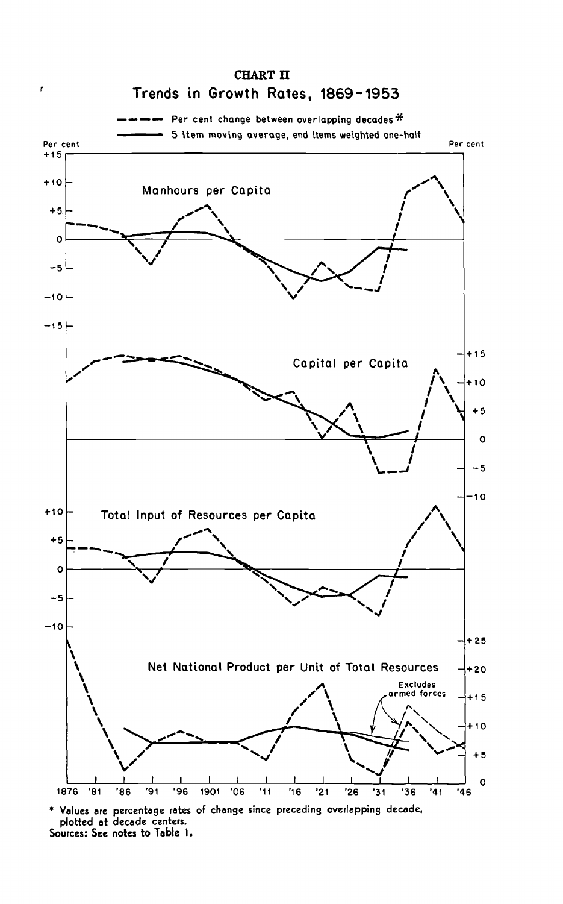**CHART II**

## Trends in Growth Rates, 1869-1953

\* Values are percentage rates of change since preceding overlapping decade, plotted at decade centers.

Sources: See notes to Table 1.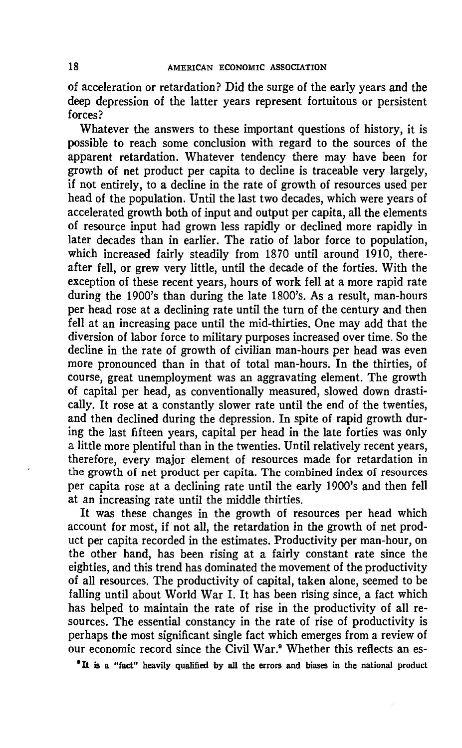of acceleration or retardation? Did the surge of the early years and the deep depression of the latter years represent fortuitous or persistent forces?

Whatever the answers to these important questions of history, it is possible to reach some conclusion with regard to the sources of the apparent retardation. Whatever tendency there may have been for growth of net product per capita to decline is traceable very largely, if not entirely, to a decline in the rate of growth of resources used per head of the population. Until the last two decades, which were years of accelerated growth both of input and output per capita, all the elements of resource input had grown less rapidly or declined more rapidly in later decades than in earlier. The ratio of labor force to population, which increased fairly steadily from 1870 until around 1910, thereafter fell, or grew very little, until the decade of the forties. With the exception of these recent years, hours of work fell at a more rapid rate during the 1900's than during the late 1800's. As a result, man-hours per head rose at a declining rate until the turn of the century and then fell at an increasing pace until the mid-thirties. One may add that the diversion of labor force to military purposes increased over time. So the decline in the rate of growth of civilian man-hours per head was even more pronounced than in that of total man-hours. In the thirties, of course, great unemployment was an aggravating element. The growth of capital per head, as conventionally measured, slowed down drastically. It rose at a constantly slower rate until the end of the twenties, and then declined during the depression. In spite of rapid growth during the last fifteen years, capital per head in the late forties was only a little more plentiful than in the twenties. Until relatively recent years, therefore, every major element of resources made for retardation in the growth of net product per capita. The combined index of resources per capita rose at a declining rate until the early 1900's and then fell at an increasing rate until the middle thirties.

It was these changes in the growth of resources per head which account for most, if not all, the retardation in the growth of net product per capita recorded in the estimates. Productivity per man-hour, on the other hand, has been rising at a fairly constant rate since the eighties, and this trend has dominated the movement of the productivity of all resources. The productivity of capital, taken alone, seemed to be falling until about World War I. It has been rising since, a fact which has helped to maintain the rate of rise in the productivity of all resources. The essential constancy in the rate of rise of productivity is perhaps the most significant single fact which emerges from a review of our economic record since the Civil War.[9] Whether this reflects an es-

[9] It is a "fact" heavily qualified by all the errors and biases in the national product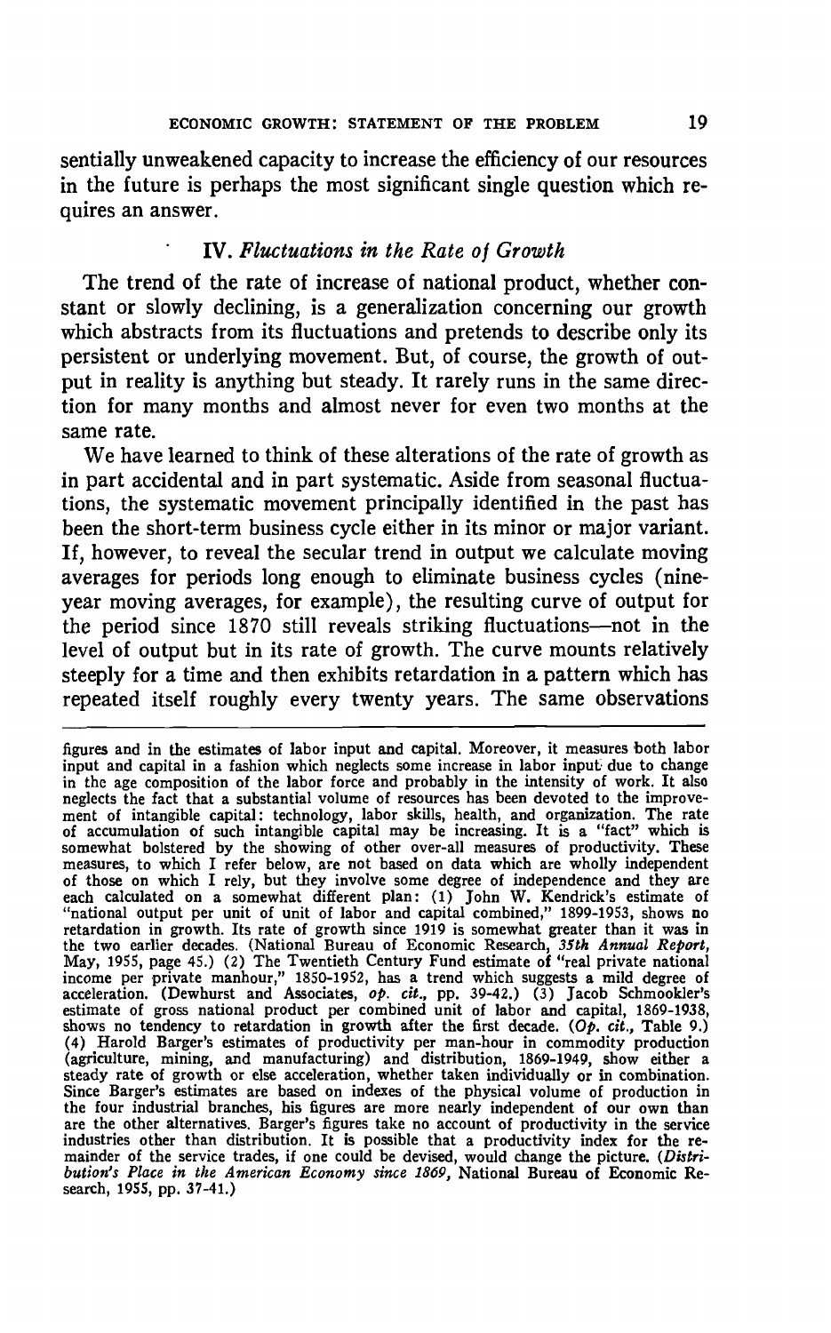sentially unweakened capacity to increase the efficiency of our resources in the future is perhaps the most significant single question which requires an answer.

### IV. *Fluctuations in the Rate of Growth*

The trend of the rate of increase of national product, whether constant or slowly declining, is a generalization concerning our growth which abstracts from its fluctuations and pretends to describe only its persistent or underlying movement. But, of course, the growth of output in reality is anything but steady. It rarely runs in the same direction for many months and almost never for even two months at the same rate.

We have learned to think of these alterations of the rate of growth as in part accidental and in part systematic. Aside from seasonal fluctuations, the systematic movement principally identified in the past has been the short-term business cycle either in its minor or major variant. If, however, to reveal the secular trend in output we calculate moving averages for periods long enough to eliminate business cycles (nine-year moving averages, for example), the resulting curve of output for the period since 1870 still reveals striking fluctuations—not in the level of output but in its rate of growth. The curve mounts relatively steeply for a time and then exhibits retardation in a pattern which has repeated itself roughly every twenty years. The same observations

---

figures and in the estimates of labor input and capital. Moreover, it measures both labor input and capital in a fashion which neglects some increase in labor input due to change in the age composition of the labor force and probably in the intensity of work. It also neglects the fact that a substantial volume of resources has been devoted to the improvement of intangible capital: technology, labor skills, health, and organization. The rate of accumulation of such intangible capital may be increasing. It is a "fact" which is somewhat bolstered by the showing of other over-all measures of productivity. These measures, to which I refer below, are not based on data which are wholly independent of those on which I rely, but they involve some degree of independence and they are each calculated on a somewhat different plan: (1) John W. Kendrick's estimate of "national output per unit of unit of labor and capital combined," 1899-1953, shows no retardation in growth. Its rate of growth since 1919 is somewhat greater than it was in the two earlier decades. (National Bureau of Economic Research, *35th Annual Report*, May, 1955, page 45.) (2) The Twentieth Century Fund estimate of "real private national income per private manhour," 1850-1952, has a trend which suggests a mild degree of acceleration. (Dewhurst and Associates, *op. cit.*, pp. 39-42.) (3) Jacob Schmookler's estimate of gross national product per combined unit of labor and capital, 1869-1938, shows no tendency to retardation in growth after the first decade. (*Op. cit.*, Table 9.) (4) Harold Barger's estimates of productivity per man-hour in commodity production (agriculture, mining, and manufacturing) and distribution, 1869-1949, show either a steady rate of growth or else acceleration, whether taken individually or in combination. Since Barger's estimates are based on indexes of the physical volume of production in the four industrial branches, his figures are more nearly independent of our own than are the other alternatives. Barger's figures take no account of productivity in the service industries other than distribution. It is possible that a productivity index for the remainder of the service trades, if one could be devised, would change the picture. (*Distribution's Place in the American Economy since 1869*, National Bureau of Economic Research, 1955, pp. 37-41.)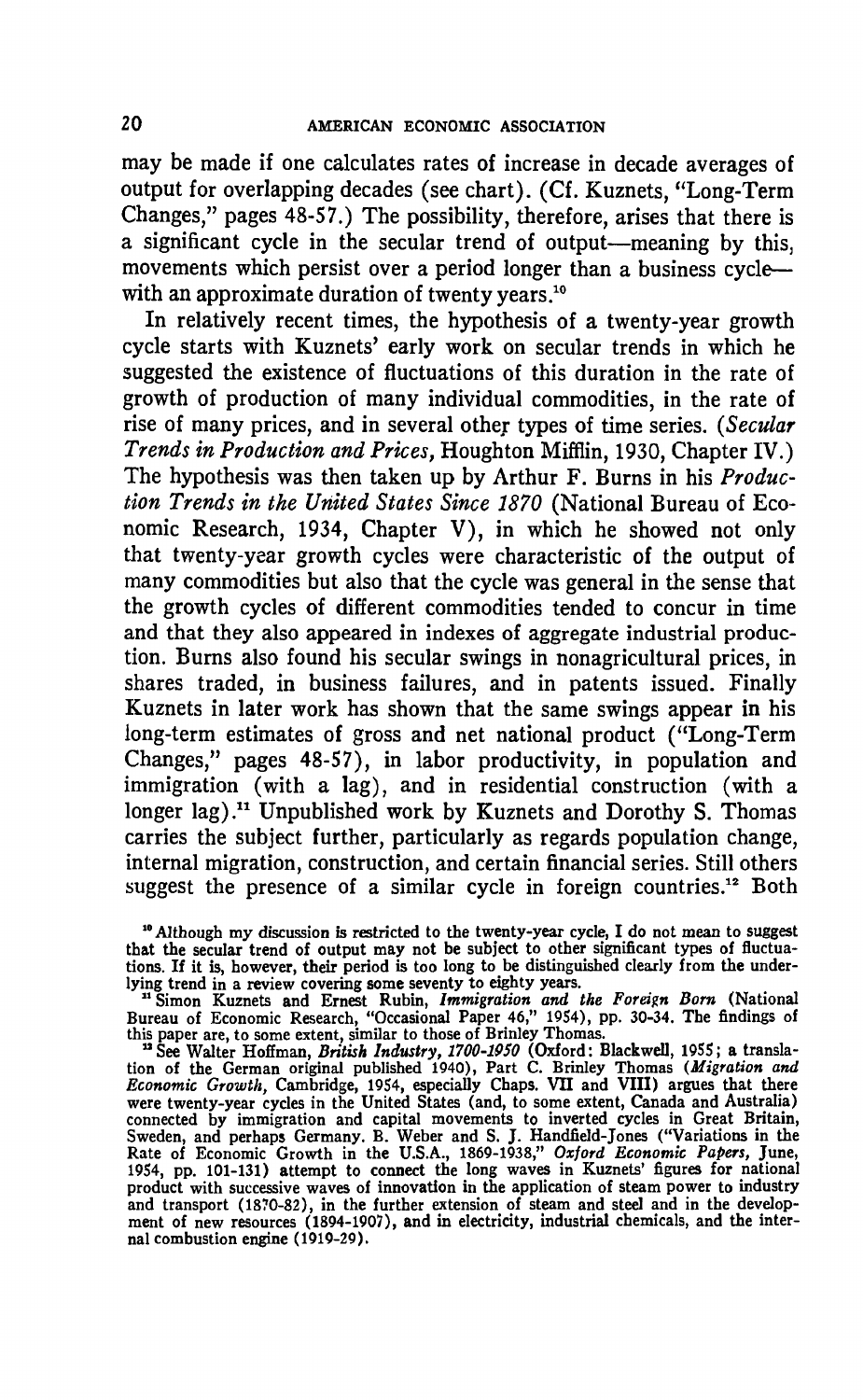may be made if one calculates rates of increase in decade averages of output for overlapping decades (see chart). (Cf. Kuznets, "Long-Term Changes," pages 48-57.) The possibility, therefore, arises that there is a significant cycle in the secular trend of output—meaning by this, movements which persist over a period longer than a business cycle—with an approximate duration of twenty years.[10]

In relatively recent times, the hypothesis of a twenty-year growth cycle starts with Kuznets' early work on secular trends in which he suggested the existence of fluctuations of this duration in the rate of growth of production of many individual commodities, in the rate of rise of many prices, and in several other types of time series. (*Secular Trends in Production and Prices*, Houghton Mifflin, 1930, Chapter IV.) The hypothesis was then taken up by Arthur F. Burns in his *Production Trends in the United States Since 1870* (National Bureau of Economic Research, 1934, Chapter V), in which he showed not only that twenty-year growth cycles were characteristic of the output of many commodities but also that the cycle was general in the sense that the growth cycles of different commodities tended to concur in time and that they also appeared in indexes of aggregate industrial production. Burns also found his secular swings in nonagricultural prices, in shares traded, in business failures, and in patents issued. Finally Kuznets in later work has shown that the same swings appear in his long-term estimates of gross and net national product ("Long-Term Changes," pages 48-57), in labor productivity, in population and immigration (with a lag), and in residential construction (with a longer lag).[11] Unpublished work by Kuznets and Dorothy S. Thomas carries the subject further, particularly as regards population change, internal migration, construction, and certain financial series. Still others suggest the presence of a similar cycle in foreign countries.[12] Both

[10] Although my discussion is restricted to the twenty-year cycle, I do not mean to suggest that the secular trend of output may not be subject to other significant types of fluctuations. If it is, however, their period is too long to be distinguished clearly from the underlying trend in a review covering some seventy to eighty years.

[11] Simon Kuznets and Ernest Rubin, *Immigration and the Foreign Born* (National Bureau of Economic Research, "Occasional Paper 46," 1954), pp. 30-34. The findings of this paper are, to some extent, similar to those of Brinley Thomas.

[12] See Walter Hoffman, *British Industry, 1700-1950* (Oxford: Blackwell, 1955; a translation of the German original published 1940), Part C. Brinley Thomas (*Migration and Economic Growth*, Cambridge, 1954, especially Chaps. VII and VIII) argues that there were twenty-year cycles in the United States (and, to some extent, Canada and Australia) connected by immigration and capital movements to inverted cycles in Great Britain, Sweden, and perhaps Germany. B. Weber and S. J. Handfield-Jones ("Variations in the Rate of Economic Growth in the U.S.A., 1869-1938," *Oxford Economic Papers*, June, 1954, pp. 101-131) attempt to connect the long waves in Kuznets' figures for national product with successive waves of innovation in the application of steam power to industry and transport (1870-82), in the further extension of steam and steel and in the development of new resources (1894-1907), and in electricity, industrial chemicals, and the internal combustion engine (1919-29).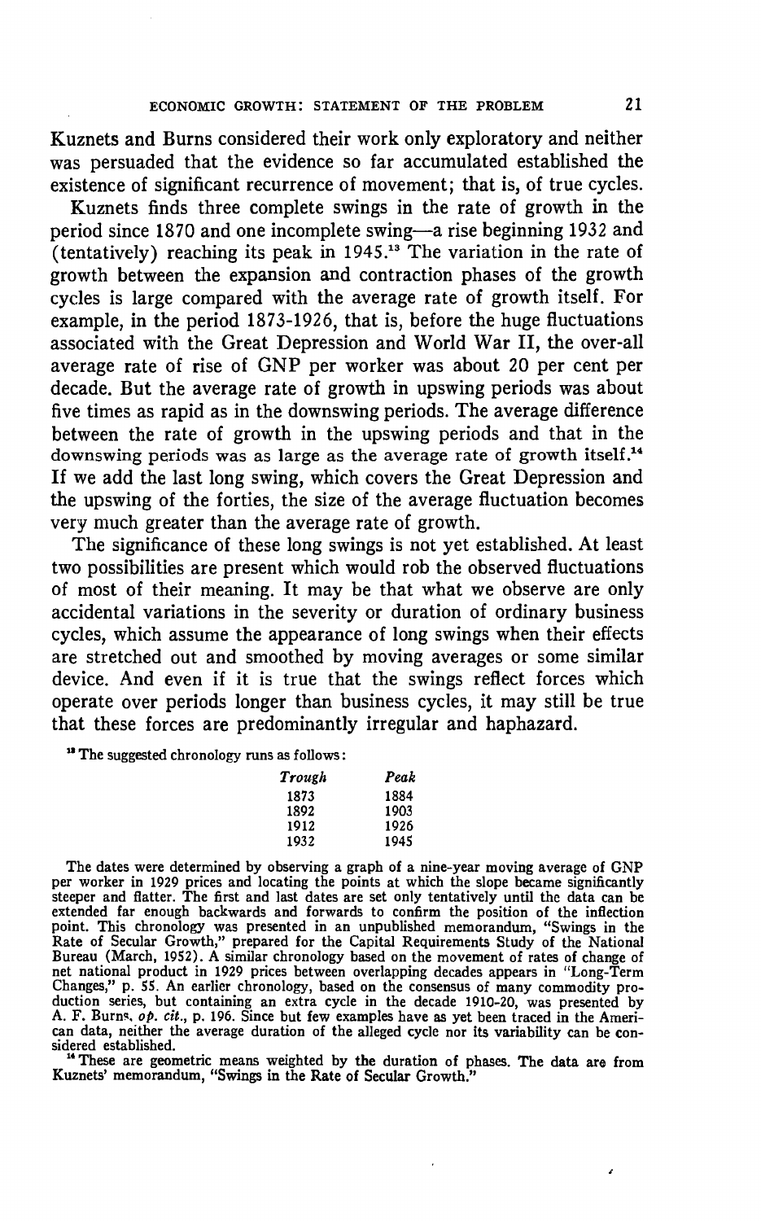Kuznets and Burns considered their work only exploratory and neither was persuaded that the evidence so far accumulated established the existence of significant recurrence of movement; that is, of true cycles.

Kuznets finds three complete swings in the rate of growth in the period since 1870 and one incomplete swing—a rise beginning 1932 and (tentatively) reaching its peak in 1945.[13] The variation in the rate of growth between the expansion and contraction phases of the growth cycles is large compared with the average rate of growth itself. For example, in the period 1873-1926, that is, before the huge fluctuations associated with the Great Depression and World War II, the over-all average rate of rise of GNP per worker was about 20 per cent per decade. But the average rate of growth in upswing periods was about five times as rapid as in the downswing periods. The average difference between the rate of growth in the upswing periods and that in the downswing periods was as large as the average rate of growth itself.[14] If we add the last long swing, which covers the Great Depression and the upswing of the forties, the size of the average fluctuation becomes very much greater than the average rate of growth.

The significance of these long swings is not yet established. At least two possibilities are present which would rob the observed fluctuations of most of their meaning. It may be that what we observe are only accidental variations in the severity or duration of ordinary business cycles, which assume the appearance of long swings when their effects are stretched out and smoothed by moving averages or some similar device. And even if it is true that the swings reflect forces which operate over periods longer than business cycles, it may still be true that these forces are predominantly irregular and haphazard.

[13] The suggested chronology runs as follows:

| *Trough* | *Peak* |
|---|---|
| 1873 | 1884 |
| 1892 | 1903 |
| 1912 | 1926 |
| 1932 | 1945 |

The dates were determined by observing a graph of a nine-year moving average of GNP per worker in 1929 prices and locating the points at which the slope became significantly steeper and flatter. The first and last dates are set only tentatively until the data can be extended far enough backwards and forwards to confirm the position of the inflection point. This chronology was presented in an unpublished memorandum, "Swings in the Rate of Secular Growth," prepared for the Capital Requirements Study of the National Bureau (March, 1952). A similar chronology based on the movement of rates of change of net national product in 1929 prices between overlapping decades appears in "Long-Term Changes," p. 55. An earlier chronology, based on the consensus of many commodity production series, but containing an extra cycle in the decade 1910-20, was presented by A. F. Burns, *op. cit.*, p. 196. Since but few examples have as yet been traced in the American data, neither the average duration of the alleged cycle nor its variability can be considered established.

[14] These are geometric means weighted by the duration of phases. The data are from Kuznets' memorandum, "Swings in the Rate of Secular Growth."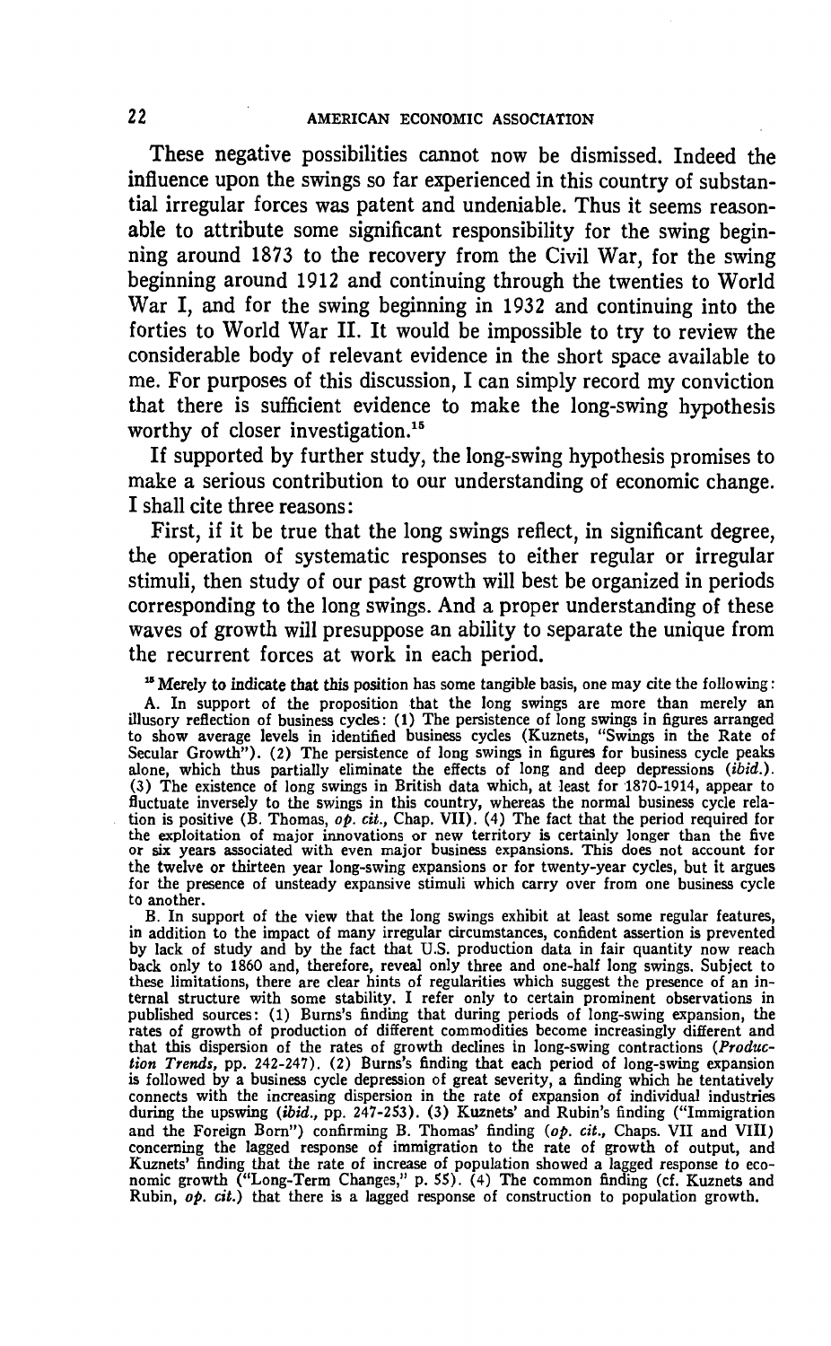These negative possibilities cannot now be dismissed. Indeed the influence upon the swings so far experienced in this country of substantial irregular forces was patent and undeniable. Thus it seems reasonable to attribute some significant responsibility for the swing beginning around 1873 to the recovery from the Civil War, for the swing beginning around 1912 and continuing through the twenties to World War I, and for the swing beginning in 1932 and continuing into the forties to World War II. It would be impossible to try to review the considerable body of relevant evidence in the short space available to me. For purposes of this discussion, I can simply record my conviction that there is sufficient evidence to make the long-swing hypothesis worthy of closer investigation.[15]

If supported by further study, the long-swing hypothesis promises to make a serious contribution to our understanding of economic change. I shall cite three reasons:

First, if it be true that the long swings reflect, in significant degree, the operation of systematic responses to either regular or irregular stimuli, then study of our past growth will best be organized in periods corresponding to the long swings. And a proper understanding of these waves of growth will presuppose an ability to separate the unique from the recurrent forces at work in each period.

[15] Merely to indicate that this position has some tangible basis, one may cite the following:

A. In support of the proposition that the long swings are more than merely an illusory reflection of business cycles: (1) The persistence of long swings in figures arranged to show average levels in identified business cycles (Kuznets, "Swings in the Rate of Secular Growth"). (2) The persistence of long swings in figures for business cycle peaks alone, which thus partially eliminate the effects of long and deep depressions (*ibid.*). (3) The existence of long swings in British data which, at least for 1870-1914, appear to fluctuate inversely to the swings in this country, whereas the normal business cycle relation is positive (B. Thomas, *op. cit.*, Chap. VII). (4) The fact that the period required for the exploitation of major innovations or new territory is certainly longer than the five or six years associated with even major business expansions. This does not account for the twelve or thirteen year long-swing expansions or for twenty-year cycles, but it argues for the presence of unsteady expansive stimuli which carry over from one business cycle to another.

B. In support of the view that the long swings exhibit at least some regular features, in addition to the impact of many irregular circumstances, confident assertion is prevented by lack of study and by the fact that U.S. production data in fair quantity now reach back only to 1860 and, therefore, reveal only three and one-half long swings. Subject to these limitations, there are clear hints of regularities which suggest the presence of an internal structure with some stability. I refer only to certain prominent observations in published sources: (1) Burns's finding that during periods of long-swing expansion, the rates of growth of production of different commodities become increasingly different and that this dispersion of the rates of growth declines in long-swing contractions (*Production Trends*, pp. 242-247). (2) Burns's finding that each period of long-swing expansion is followed by a business cycle depression of great severity, a finding which he tentatively connects with the increasing dispersion in the rate of expansion of individual industries during the upswing (*ibid.*, pp. 247-253). (3) Kuznets' and Rubin's finding ("Immigration and the Foreign Born") confirming B. Thomas' finding (*op. cit.*, Chaps. VII and VIII) concerning the lagged response of immigration to the rate of growth of output, and Kuznets' finding that the rate of increase of population showed a lagged response to economic growth ("Long-Term Changes," p. 55). (4) The common finding (cf. Kuznets and Rubin, *op. cit.*) that there is a lagged response of construction to population growth.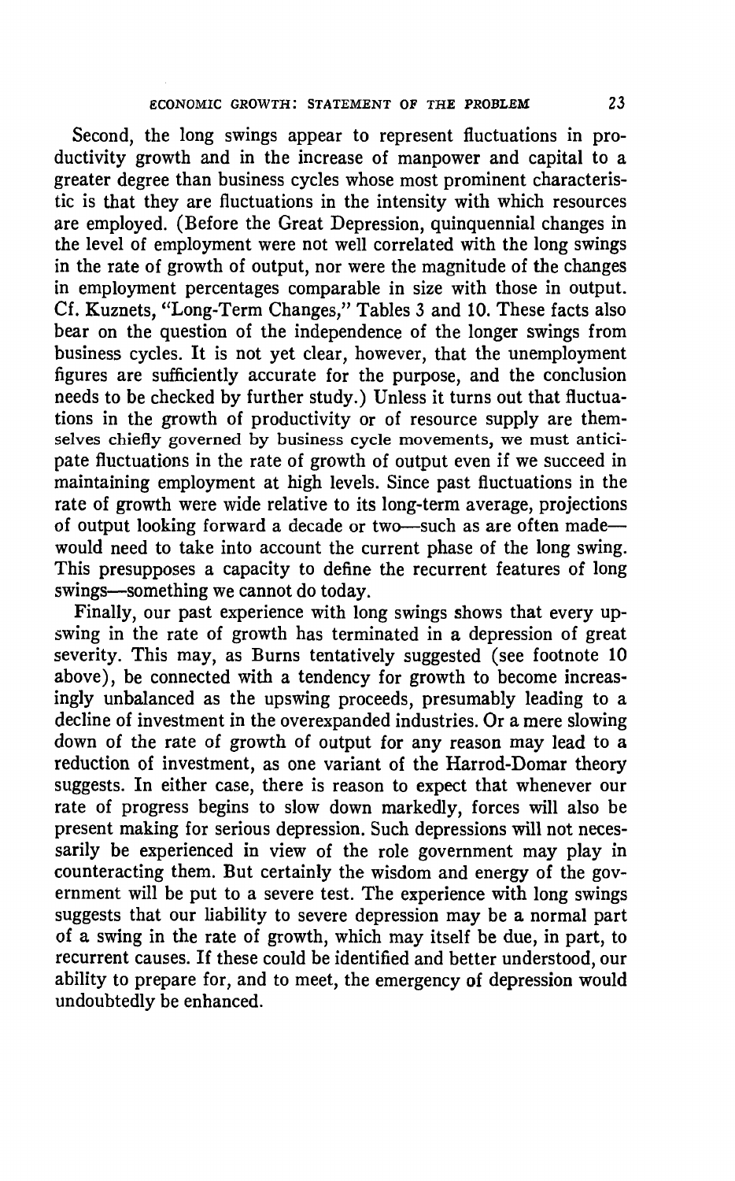Second, the long swings appear to represent fluctuations in productivity growth and in the increase of manpower and capital to a greater degree than business cycles whose most prominent characteristic is that they are fluctuations in the intensity with which resources are employed. (Before the Great Depression, quinquennial changes in the level of employment were not well correlated with the long swings in the rate of growth of output, nor were the magnitude of the changes in employment percentages comparable in size with those in output. Cf. Kuznets, "Long-Term Changes," Tables 3 and 10. These facts also bear on the question of the independence of the longer swings from business cycles. It is not yet clear, however, that the unemployment figures are sufficiently accurate for the purpose, and the conclusion needs to be checked by further study.) Unless it turns out that fluctuations in the growth of productivity or of resource supply are themselves chiefly governed by business cycle movements, we must anticipate fluctuations in the rate of growth of output even if we succeed in maintaining employment at high levels. Since past fluctuations in the rate of growth were wide relative to its long-term average, projections of output looking forward a decade or two—such as are often made—would need to take into account the current phase of the long swing. This presupposes a capacity to define the recurrent features of long swings—something we cannot do today.

Finally, our past experience with long swings shows that every upswing in the rate of growth has terminated in a depression of great severity. This may, as Burns tentatively suggested (see footnote 10 above), be connected with a tendency for growth to become increasingly unbalanced as the upswing proceeds, presumably leading to a decline of investment in the overexpanded industries. Or a mere slowing down of the rate of growth of output for any reason may lead to a reduction of investment, as one variant of the Harrod-Domar theory suggests. In either case, there is reason to expect that whenever our rate of progress begins to slow down markedly, forces will also be present making for serious depression. Such depressions will not necessarily be experienced in view of the role government may play in counteracting them. But certainly the wisdom and energy of the government will be put to a severe test. The experience with long swings suggests that our liability to severe depression may be a normal part of a swing in the rate of growth, which may itself be due, in part, to recurrent causes. If these could be identified and better understood, our ability to prepare for, and to meet, the emergency of depression would undoubtedly be enhanced.